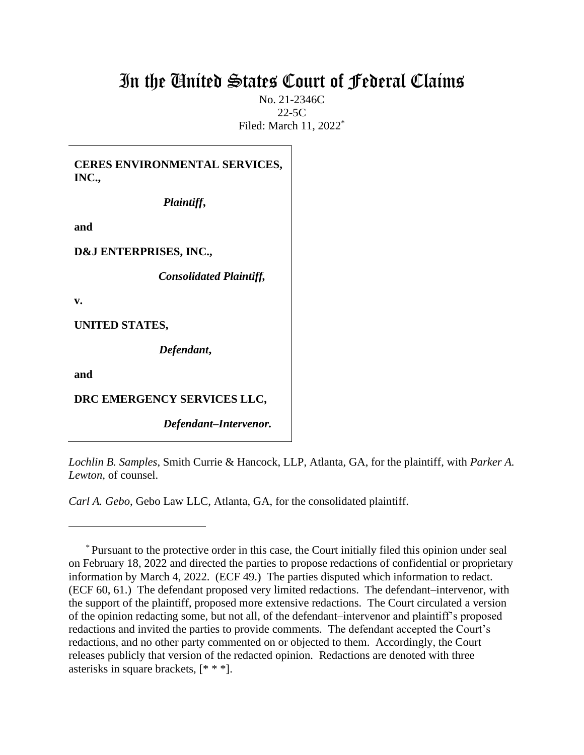# In the United States Court of Federal Claims

No. 21-2346C
22-5C
Filed: March 11, 2022[*]

**CERES ENVIRONMENTAL SERVICES, INC.,**

*Plaintiff,*

**and**

**D&J ENTERPRISES, INC.,**

*Consolidated Plaintiff,*

**v.**

**UNITED STATES,**

*Defendant,*

**and**

**DRC EMERGENCY SERVICES LLC,**

*Defendant–Intervenor.*

*Lochlin B. Samples*, Smith Currie & Hancock, LLP, Atlanta, GA, for the plaintiff, with *Parker A. Lewton*, of counsel.

*Carl A. Gebo*, Gebo Law LLC, Atlanta, GA, for the consolidated plaintiff.

---

[*] Pursuant to the protective order in this case, the Court initially filed this opinion under seal on February 18, 2022 and directed the parties to propose redactions of confidential or proprietary information by March 4, 2022. (ECF 49.) The parties disputed which information to redact. (ECF 60, 61.) The defendant proposed very limited redactions. The defendant–intervenor, with the support of the plaintiff, proposed more extensive redactions. The Court circulated a version of the opinion redacting some, but not all, of the defendant–intervenor and plaintiff's proposed redactions and invited the parties to provide comments. The defendant accepted the Court's redactions, and no other party commented on or objected to them. Accordingly, the Court releases publicly that version of the redacted opinion. Redactions are denoted with three asterisks in square brackets, [* * *].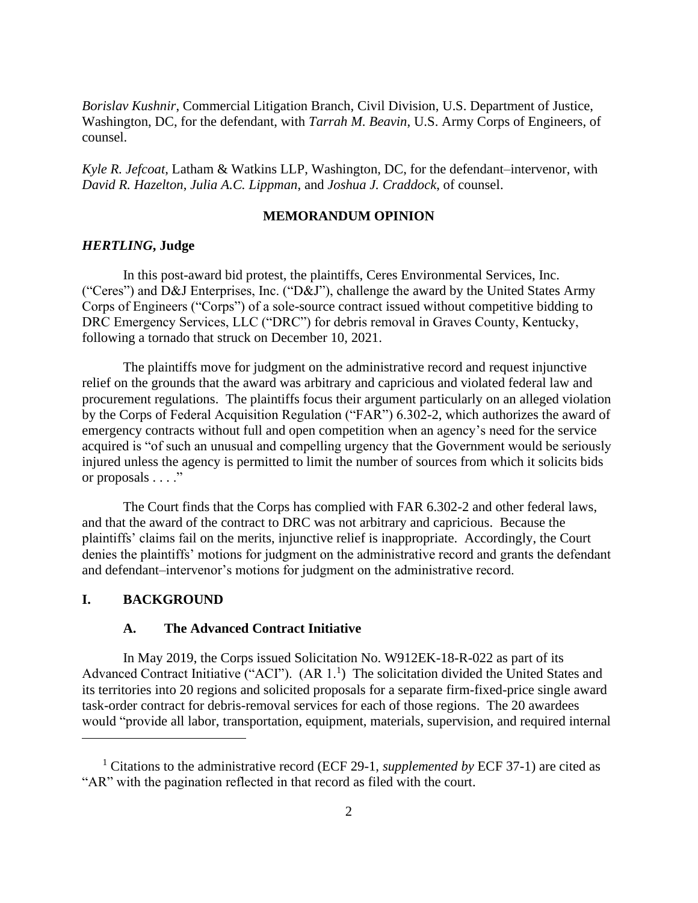*Borislav Kushnir*, Commercial Litigation Branch, Civil Division, U.S. Department of Justice, Washington, DC, for the defendant, with *Tarrah M. Beavin*, U.S. Army Corps of Engineers, of counsel.

*Kyle R. Jefcoat*, Latham & Watkins LLP, Washington, DC, for the defendant–intervenor, with *David R. Hazelton*, *Julia A.C. Lippman*, and *Joshua J. Craddock*, of counsel.

## MEMORANDUM OPINION

***HERTLING*, Judge**

In this post-award bid protest, the plaintiffs, Ceres Environmental Services, Inc. ("Ceres") and D&J Enterprises, Inc. ("D&J"), challenge the award by the United States Army Corps of Engineers ("Corps") of a sole-source contract issued without competitive bidding to DRC Emergency Services, LLC ("DRC") for debris removal in Graves County, Kentucky, following a tornado that struck on December 10, 2021.

The plaintiffs move for judgment on the administrative record and request injunctive relief on the grounds that the award was arbitrary and capricious and violated federal law and procurement regulations. The plaintiffs focus their argument particularly on an alleged violation by the Corps of Federal Acquisition Regulation ("FAR") 6.302-2, which authorizes the award of emergency contracts without full and open competition when an agency's need for the service acquired is "of such an unusual and compelling urgency that the Government would be seriously injured unless the agency is permitted to limit the number of sources from which it solicits bids or proposals . . . ."

The Court finds that the Corps has complied with FAR 6.302-2 and other federal laws, and that the award of the contract to DRC was not arbitrary and capricious. Because the plaintiffs' claims fail on the merits, injunctive relief is inappropriate. Accordingly, the Court denies the plaintiffs' motions for judgment on the administrative record and grants the defendant and defendant–intervenor's motions for judgment on the administrative record.

## I. BACKGROUND

### A. The Advanced Contract Initiative

In May 2019, the Corps issued Solicitation No. W912EK-18-R-022 as part of its Advanced Contract Initiative ("ACI"). (AR 1.[1]) The solicitation divided the United States and its territories into 20 regions and solicited proposals for a separate firm-fixed-price single award task-order contract for debris-removal services for each of those regions. The 20 awardees would "provide all labor, transportation, equipment, materials, supervision, and required internal

[1] Citations to the administrative record (ECF 29-1, *supplemented by* ECF 37-1) are cited as "AR" with the pagination reflected in that record as filed with the court.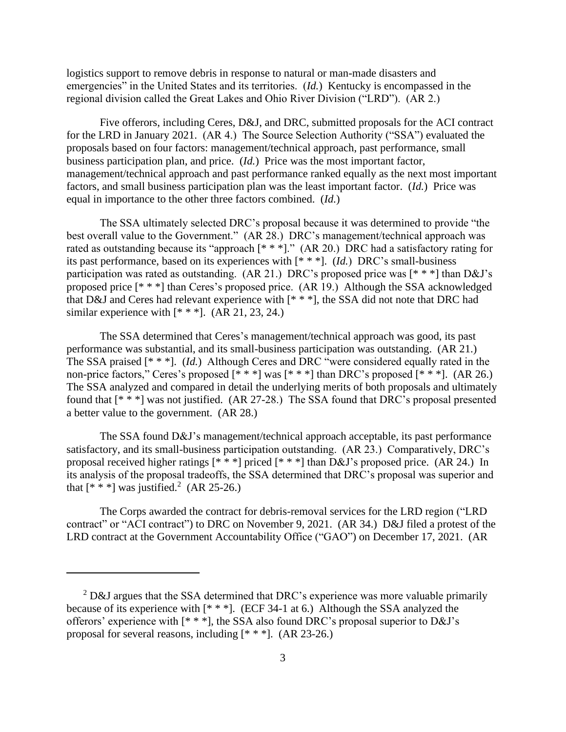logistics support to remove debris in response to natural or man-made disasters and emergencies" in the United States and its territories. (*Id.*) Kentucky is encompassed in the regional division called the Great Lakes and Ohio River Division ("LRD"). (AR 2.)

Five offerors, including Ceres, D&J, and DRC, submitted proposals for the ACI contract for the LRD in January 2021. (AR 4.) The Source Selection Authority ("SSA") evaluated the proposals based on four factors: management/technical approach, past performance, small business participation plan, and price. (*Id.*) Price was the most important factor, management/technical approach and past performance ranked equally as the next most important factors, and small business participation plan was the least important factor. (*Id.*) Price was equal in importance to the other three factors combined. (*Id.*)

The SSA ultimately selected DRC's proposal because it was determined to provide "the best overall value to the Government." (AR 28.) DRC's management/technical approach was rated as outstanding because its "approach [* * *]." (AR 20.) DRC had a satisfactory rating for its past performance, based on its experiences with [* * *]. (*Id.*) DRC's small-business participation was rated as outstanding. (AR 21.) DRC's proposed price was [* * *] than D&J's proposed price [* * *] than Ceres's proposed price. (AR 19.) Although the SSA acknowledged that D&J and Ceres had relevant experience with [* * *], the SSA did not note that DRC had similar experience with [* * *]. (AR 21, 23, 24.)

The SSA determined that Ceres's management/technical approach was good, its past performance was substantial, and its small-business participation was outstanding. (AR 21.) The SSA praised [* * *]. (*Id.*) Although Ceres and DRC "were considered equally rated in the non-price factors," Ceres's proposed [* * *] was [* * *] than DRC's proposed [* * *]. (AR 26.) The SSA analyzed and compared in detail the underlying merits of both proposals and ultimately found that [* * *] was not justified. (AR 27-28.) The SSA found that DRC's proposal presented a better value to the government. (AR 28.)

The SSA found D&J's management/technical approach acceptable, its past performance satisfactory, and its small-business participation outstanding. (AR 23.) Comparatively, DRC's proposal received higher ratings [* * *] priced [* * *] than D&J's proposed price. (AR 24.) In its analysis of the proposal tradeoffs, the SSA determined that DRC's proposal was superior and that [* * *] was justified.[2] (AR 25-26.)

The Corps awarded the contract for debris-removal services for the LRD region ("LRD contract" or "ACI contract") to DRC on November 9, 2021. (AR 34.) D&J filed a protest of the LRD contract at the Government Accountability Office ("GAO") on December 17, 2021. (AR

---

[2] D&J argues that the SSA determined that DRC's experience was more valuable primarily because of its experience with [* * *]. (ECF 34-1 at 6.) Although the SSA analyzed the offerors' experience with [* * *], the SSA also found DRC's proposal superior to D&J's proposal for several reasons, including [* * *]. (AR 23-26.)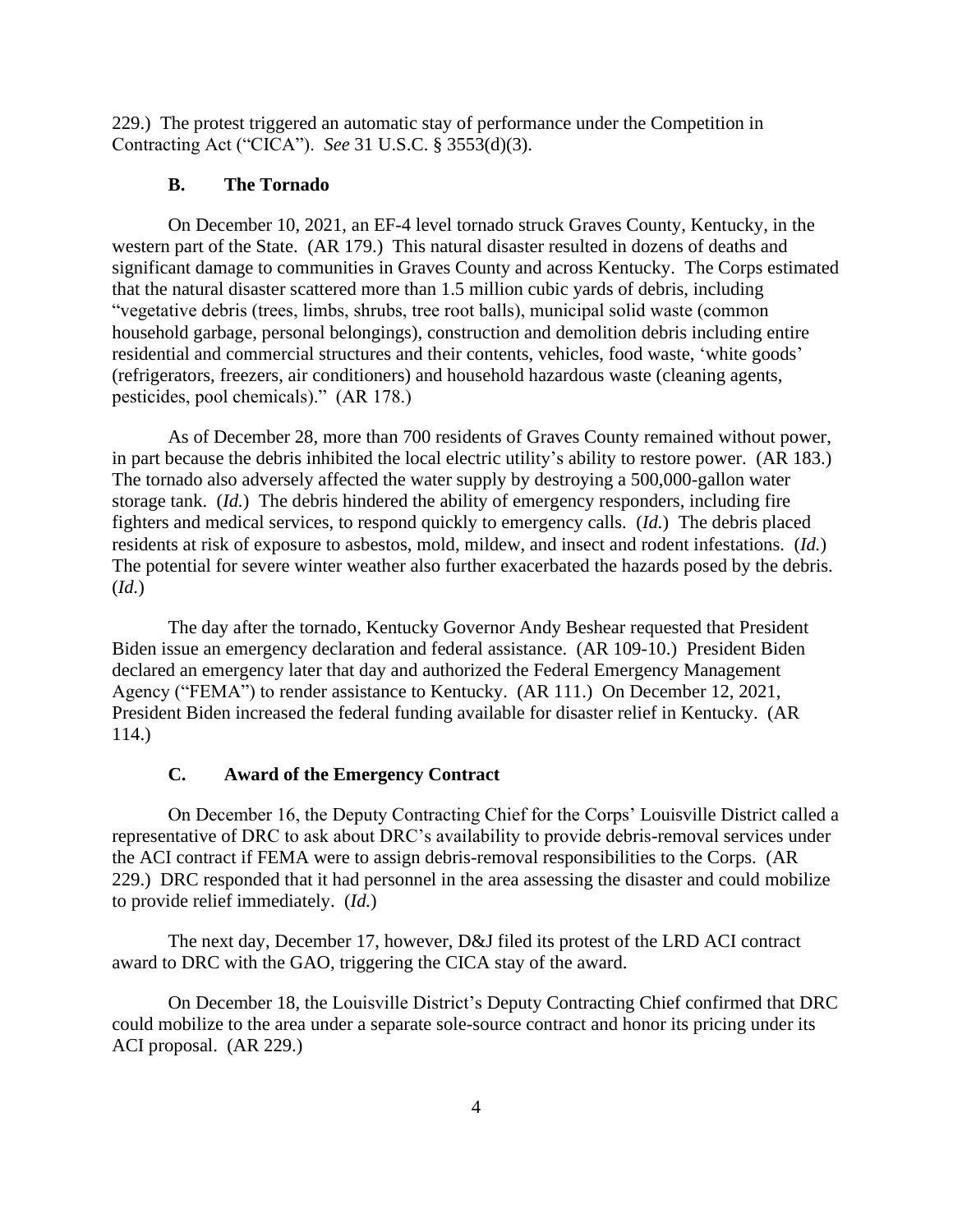229.) The protest triggered an automatic stay of performance under the Competition in Contracting Act ("CICA"). *See* 31 U.S.C. § 3553(d)(3).

### B. The Tornado

On December 10, 2021, an EF-4 level tornado struck Graves County, Kentucky, in the western part of the State. (AR 179.) This natural disaster resulted in dozens of deaths and significant damage to communities in Graves County and across Kentucky. The Corps estimated that the natural disaster scattered more than 1.5 million cubic yards of debris, including "vegetative debris (trees, limbs, shrubs, tree root balls), municipal solid waste (common household garbage, personal belongings), construction and demolition debris including entire residential and commercial structures and their contents, vehicles, food waste, 'white goods' (refrigerators, freezers, air conditioners) and household hazardous waste (cleaning agents, pesticides, pool chemicals)." (AR 178.)

As of December 28, more than 700 residents of Graves County remained without power, in part because the debris inhibited the local electric utility's ability to restore power. (AR 183.) The tornado also adversely affected the water supply by destroying a 500,000-gallon water storage tank. (*Id.*) The debris hindered the ability of emergency responders, including fire fighters and medical services, to respond quickly to emergency calls. (*Id.*) The debris placed residents at risk of exposure to asbestos, mold, mildew, and insect and rodent infestations. (*Id.*) The potential for severe winter weather also further exacerbated the hazards posed by the debris. (*Id.*)

The day after the tornado, Kentucky Governor Andy Beshear requested that President Biden issue an emergency declaration and federal assistance. (AR 109-10.) President Biden declared an emergency later that day and authorized the Federal Emergency Management Agency ("FEMA") to render assistance to Kentucky. (AR 111.) On December 12, 2021, President Biden increased the federal funding available for disaster relief in Kentucky. (AR 114.)

### C. Award of the Emergency Contract

On December 16, the Deputy Contracting Chief for the Corps' Louisville District called a representative of DRC to ask about DRC's availability to provide debris-removal services under the ACI contract if FEMA were to assign debris-removal responsibilities to the Corps. (AR 229.) DRC responded that it had personnel in the area assessing the disaster and could mobilize to provide relief immediately. (*Id.*)

The next day, December 17, however, D&J filed its protest of the LRD ACI contract award to DRC with the GAO, triggering the CICA stay of the award.

On December 18, the Louisville District's Deputy Contracting Chief confirmed that DRC could mobilize to the area under a separate sole-source contract and honor its pricing under its ACI proposal. (AR 229.)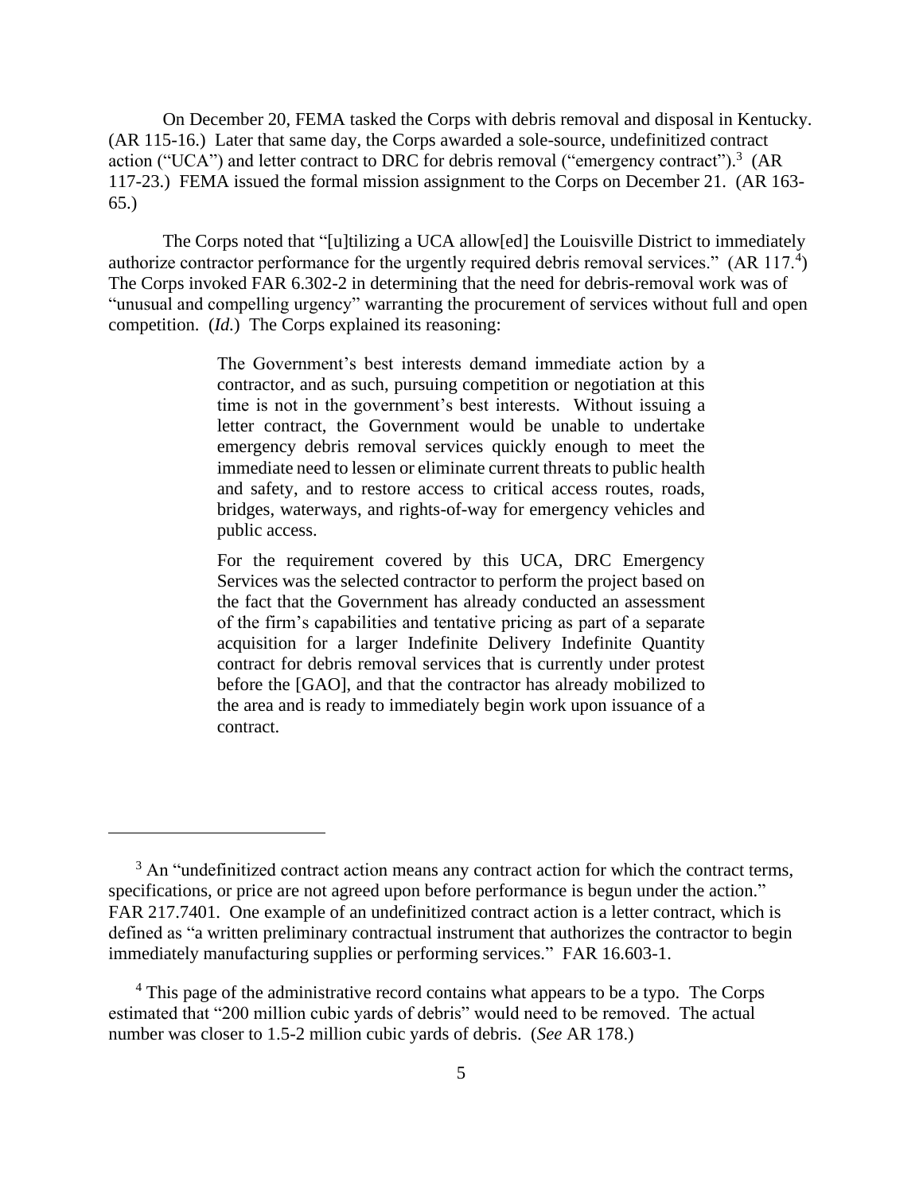On December 20, FEMA tasked the Corps with debris removal and disposal in Kentucky. (AR 115-16.) Later that same day, the Corps awarded a sole-source, undefinitized contract action ("UCA") and letter contract to DRC for debris removal ("emergency contract").[3] (AR 117-23.) FEMA issued the formal mission assignment to the Corps on December 21. (AR 163-65.)

The Corps noted that "[u]tilizing a UCA allow[ed] the Louisville District to immediately authorize contractor performance for the urgently required debris removal services." (AR 117.[4]) The Corps invoked FAR 6.302-2 in determining that the need for debris-removal work was of "unusual and compelling urgency" warranting the procurement of services without full and open competition. (*Id.*) The Corps explained its reasoning:

> The Government's best interests demand immediate action by a contractor, and as such, pursuing competition or negotiation at this time is not in the government's best interests. Without issuing a letter contract, the Government would be unable to undertake emergency debris removal services quickly enough to meet the immediate need to lessen or eliminate current threats to public health and safety, and to restore access to critical access routes, roads, bridges, waterways, and rights-of-way for emergency vehicles and public access.
>
> For the requirement covered by this UCA, DRC Emergency Services was the selected contractor to perform the project based on the fact that the Government has already conducted an assessment of the firm's capabilities and tentative pricing as part of a separate acquisition for a larger Indefinite Delivery Indefinite Quantity contract for debris removal services that is currently under protest before the [GAO], and that the contractor has already mobilized to the area and is ready to immediately begin work upon issuance of a contract.

---

[3] An "undefinitized contract action means any contract action for which the contract terms, specifications, or price are not agreed upon before performance is begun under the action." FAR 217.7401. One example of an undefinitized contract action is a letter contract, which is defined as "a written preliminary contractual instrument that authorizes the contractor to begin immediately manufacturing supplies or performing services." FAR 16.603-1.

[4] This page of the administrative record contains what appears to be a typo. The Corps estimated that "200 million cubic yards of debris" would need to be removed. The actual number was closer to 1.5-2 million cubic yards of debris. (*See* AR 178.)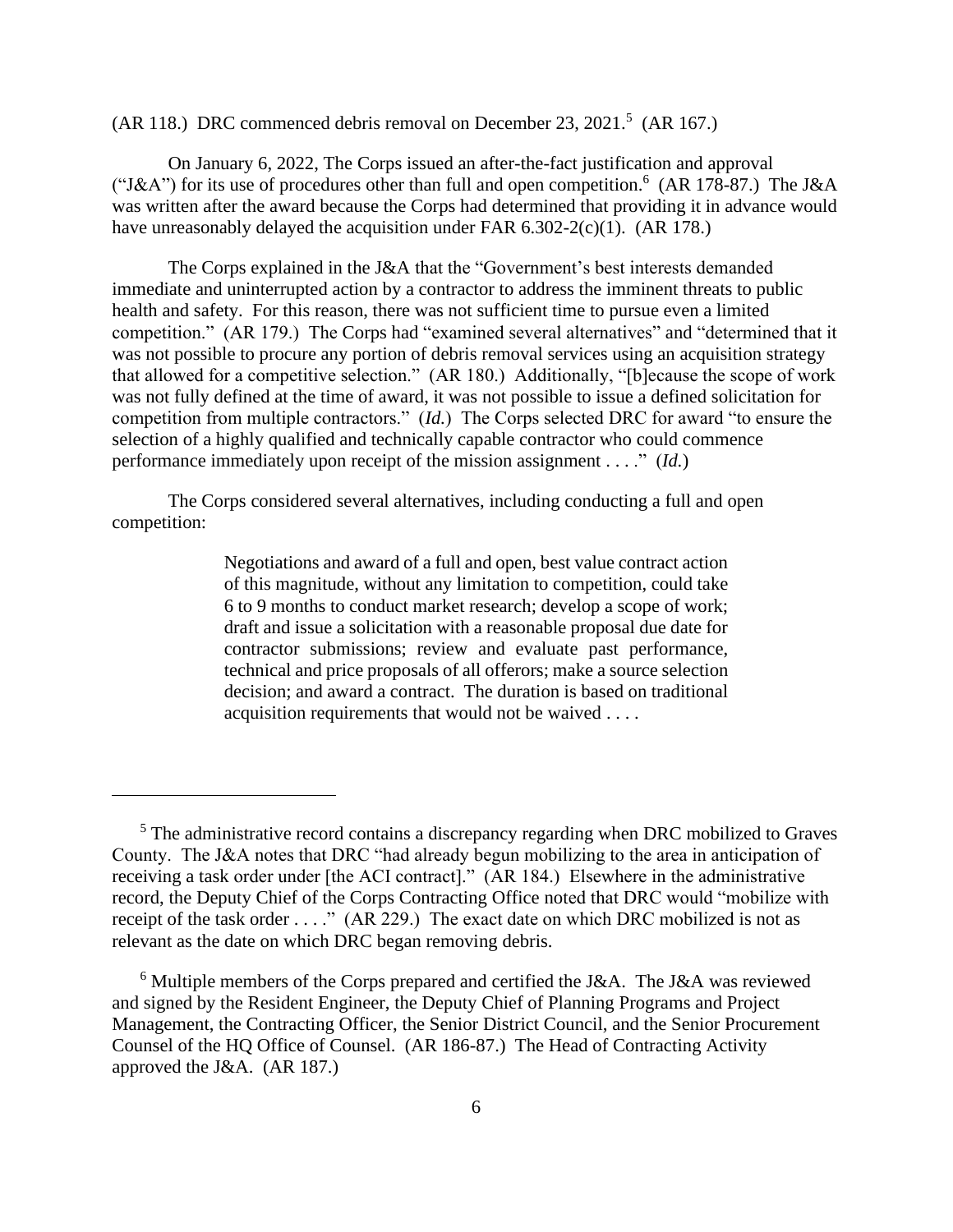(AR 118.) DRC commenced debris removal on December 23, 2021.[5] (AR 167.)

On January 6, 2022, The Corps issued an after-the-fact justification and approval ("J&A") for its use of procedures other than full and open competition.[6] (AR 178-87.) The J&A was written after the award because the Corps had determined that providing it in advance would have unreasonably delayed the acquisition under FAR 6.302-2(c)(1). (AR 178.)

The Corps explained in the J&A that the "Government's best interests demanded immediate and uninterrupted action by a contractor to address the imminent threats to public health and safety. For this reason, there was not sufficient time to pursue even a limited competition." (AR 179.) The Corps had "examined several alternatives" and "determined that it was not possible to procure any portion of debris removal services using an acquisition strategy that allowed for a competitive selection." (AR 180.) Additionally, "[b]ecause the scope of work was not fully defined at the time of award, it was not possible to issue a defined solicitation for competition from multiple contractors." (*Id.*) The Corps selected DRC for award "to ensure the selection of a highly qualified and technically capable contractor who could commence performance immediately upon receipt of the mission assignment . . . ." (*Id.*)

The Corps considered several alternatives, including conducting a full and open competition:

> Negotiations and award of a full and open, best value contract action of this magnitude, without any limitation to competition, could take 6 to 9 months to conduct market research; develop a scope of work; draft and issue a solicitation with a reasonable proposal due date for contractor submissions; review and evaluate past performance, technical and price proposals of all offerors; make a source selection decision; and award a contract. The duration is based on traditional acquisition requirements that would not be waived . . . .

---

[5] The administrative record contains a discrepancy regarding when DRC mobilized to Graves County. The J&A notes that DRC "had already begun mobilizing to the area in anticipation of receiving a task order under [the ACI contract]." (AR 184.) Elsewhere in the administrative record, the Deputy Chief of the Corps Contracting Office noted that DRC would "mobilize with receipt of the task order . . . ." (AR 229.) The exact date on which DRC mobilized is not as relevant as the date on which DRC began removing debris.

[6] Multiple members of the Corps prepared and certified the J&A. The J&A was reviewed and signed by the Resident Engineer, the Deputy Chief of Planning Programs and Project Management, the Contracting Officer, the Senior District Council, and the Senior Procurement Counsel of the HQ Office of Counsel. (AR 186-87.) The Head of Contracting Activity approved the J&A. (AR 187.)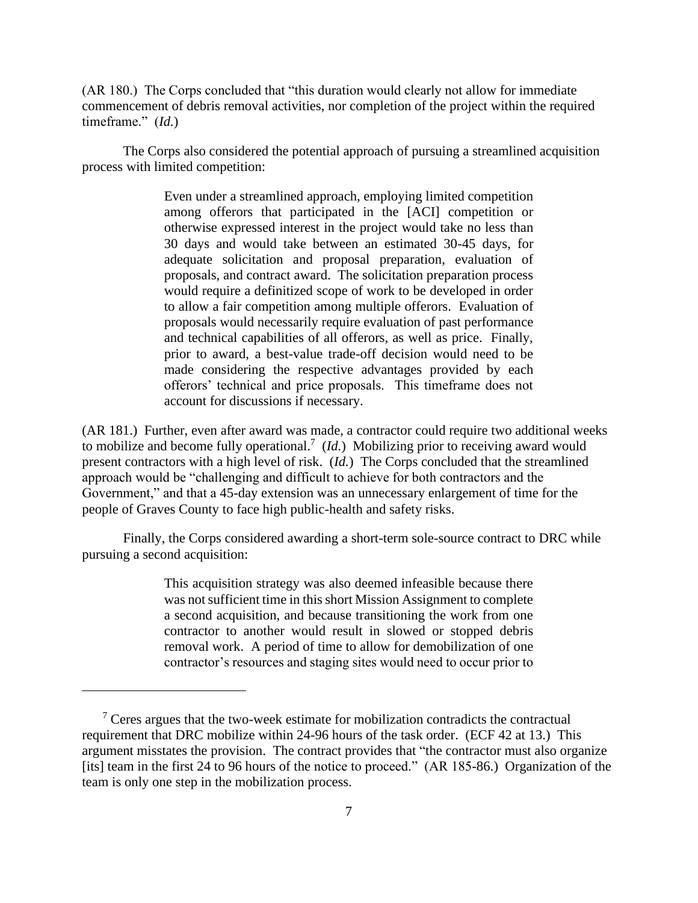(AR 180.) The Corps concluded that "this duration would clearly not allow for immediate commencement of debris removal activities, nor completion of the project within the required timeframe." (*Id.*)

The Corps also considered the potential approach of pursuing a streamlined acquisition process with limited competition:

> Even under a streamlined approach, employing limited competition among offerors that participated in the [ACI] competition or otherwise expressed interest in the project would take no less than 30 days and would take between an estimated 30-45 days, for adequate solicitation and proposal preparation, evaluation of proposals, and contract award. The solicitation preparation process would require a definitized scope of work to be developed in order to allow a fair competition among multiple offerors. Evaluation of proposals would necessarily require evaluation of past performance and technical capabilities of all offerors, as well as price. Finally, prior to award, a best-value trade-off decision would need to be made considering the respective advantages provided by each offerors' technical and price proposals. This timeframe does not account for discussions if necessary.

(AR 181.) Further, even after award was made, a contractor could require two additional weeks to mobilize and become fully operational.[7] (*Id.*) Mobilizing prior to receiving award would present contractors with a high level of risk. (*Id.*) The Corps concluded that the streamlined approach would be "challenging and difficult to achieve for both contractors and the Government," and that a 45-day extension was an unnecessary enlargement of time for the people of Graves County to face high public-health and safety risks.

Finally, the Corps considered awarding a short-term sole-source contract to DRC while pursuing a second acquisition:

> This acquisition strategy was also deemed infeasible because there was not sufficient time in this short Mission Assignment to complete a second acquisition, and because transitioning the work from one contractor to another would result in slowed or stopped debris removal work. A period of time to allow for demobilization of one contractor's resources and staging sites would need to occur prior to

[7] Ceres argues that the two-week estimate for mobilization contradicts the contractual requirement that DRC mobilize within 24-96 hours of the task order. (ECF 42 at 13.) This argument misstates the provision. The contract provides that "the contractor must also organize [its] team in the first 24 to 96 hours of the notice to proceed." (AR 185-86.) Organization of the team is only one step in the mobilization process.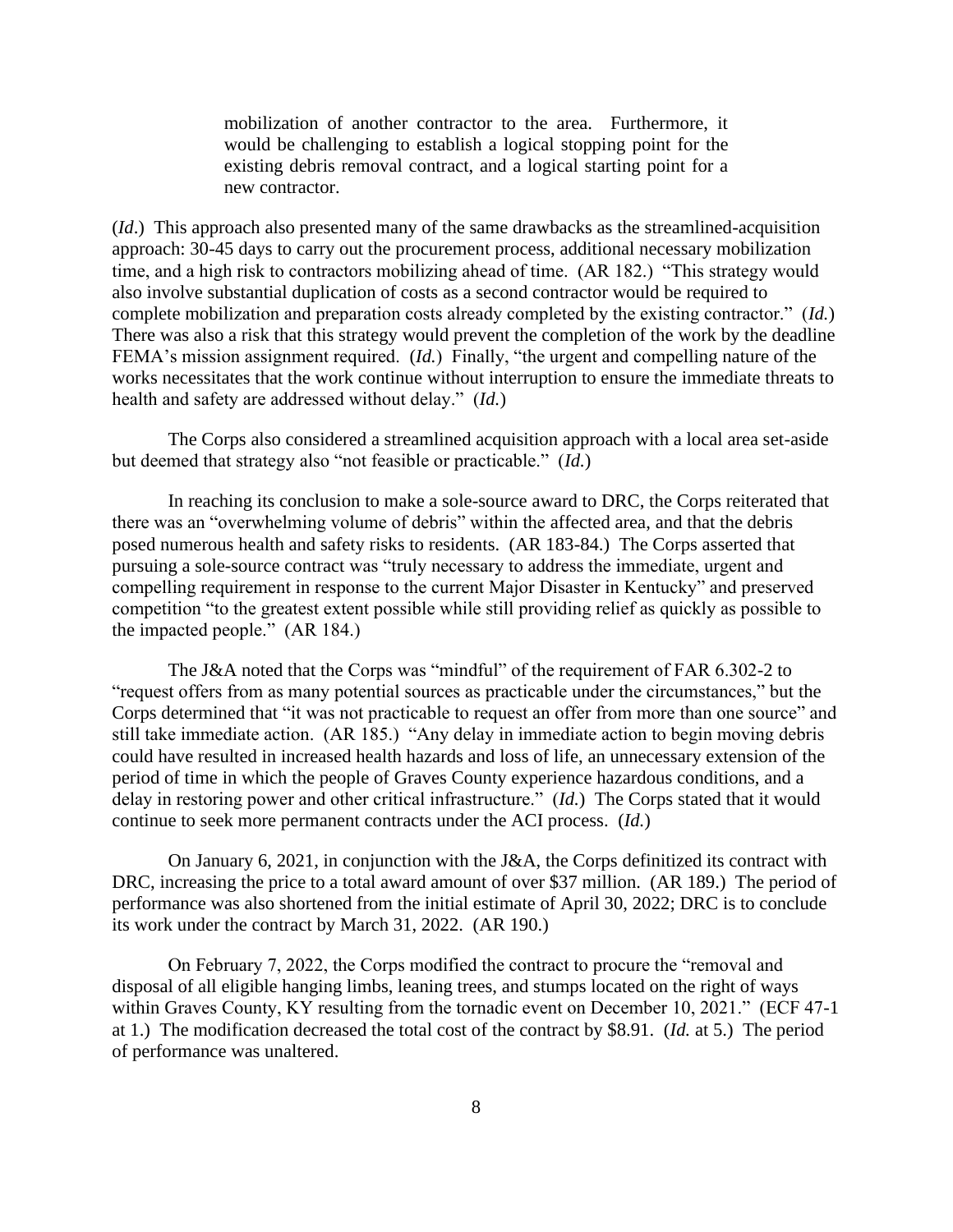> mobilization of another contractor to the area. Furthermore, it would be challenging to establish a logical stopping point for the existing debris removal contract, and a logical starting point for a new contractor.

(*Id*.) This approach also presented many of the same drawbacks as the streamlined-acquisition approach: 30-45 days to carry out the procurement process, additional necessary mobilization time, and a high risk to contractors mobilizing ahead of time. (AR 182.) "This strategy would also involve substantial duplication of costs as a second contractor would be required to complete mobilization and preparation costs already completed by the existing contractor." (*Id.*) There was also a risk that this strategy would prevent the completion of the work by the deadline FEMA's mission assignment required. (*Id.*) Finally, "the urgent and compelling nature of the works necessitates that the work continue without interruption to ensure the immediate threats to health and safety are addressed without delay." (*Id.*)

The Corps also considered a streamlined acquisition approach with a local area set-aside but deemed that strategy also "not feasible or practicable." (*Id.*)

In reaching its conclusion to make a sole-source award to DRC, the Corps reiterated that there was an "overwhelming volume of debris" within the affected area, and that the debris posed numerous health and safety risks to residents. (AR 183-84.) The Corps asserted that pursuing a sole-source contract was "truly necessary to address the immediate, urgent and compelling requirement in response to the current Major Disaster in Kentucky" and preserved competition "to the greatest extent possible while still providing relief as quickly as possible to the impacted people." (AR 184.)

The J&A noted that the Corps was "mindful" of the requirement of FAR 6.302-2 to "request offers from as many potential sources as practicable under the circumstances," but the Corps determined that "it was not practicable to request an offer from more than one source" and still take immediate action. (AR 185.) "Any delay in immediate action to begin moving debris could have resulted in increased health hazards and loss of life, an unnecessary extension of the period of time in which the people of Graves County experience hazardous conditions, and a delay in restoring power and other critical infrastructure." (*Id.*) The Corps stated that it would continue to seek more permanent contracts under the ACI process. (*Id.*)

On January 6, 2021, in conjunction with the J&A, the Corps definitized its contract with DRC, increasing the price to a total award amount of over $37 million. (AR 189.) The period of performance was also shortened from the initial estimate of April 30, 2022; DRC is to conclude its work under the contract by March 31, 2022. (AR 190.)

On February 7, 2022, the Corps modified the contract to procure the "removal and disposal of all eligible hanging limbs, leaning trees, and stumps located on the right of ways within Graves County, KY resulting from the tornadic event on December 10, 2021." (ECF 47-1 at 1.) The modification decreased the total cost of the contract by $8.91. (*Id.* at 5.) The period of performance was unaltered.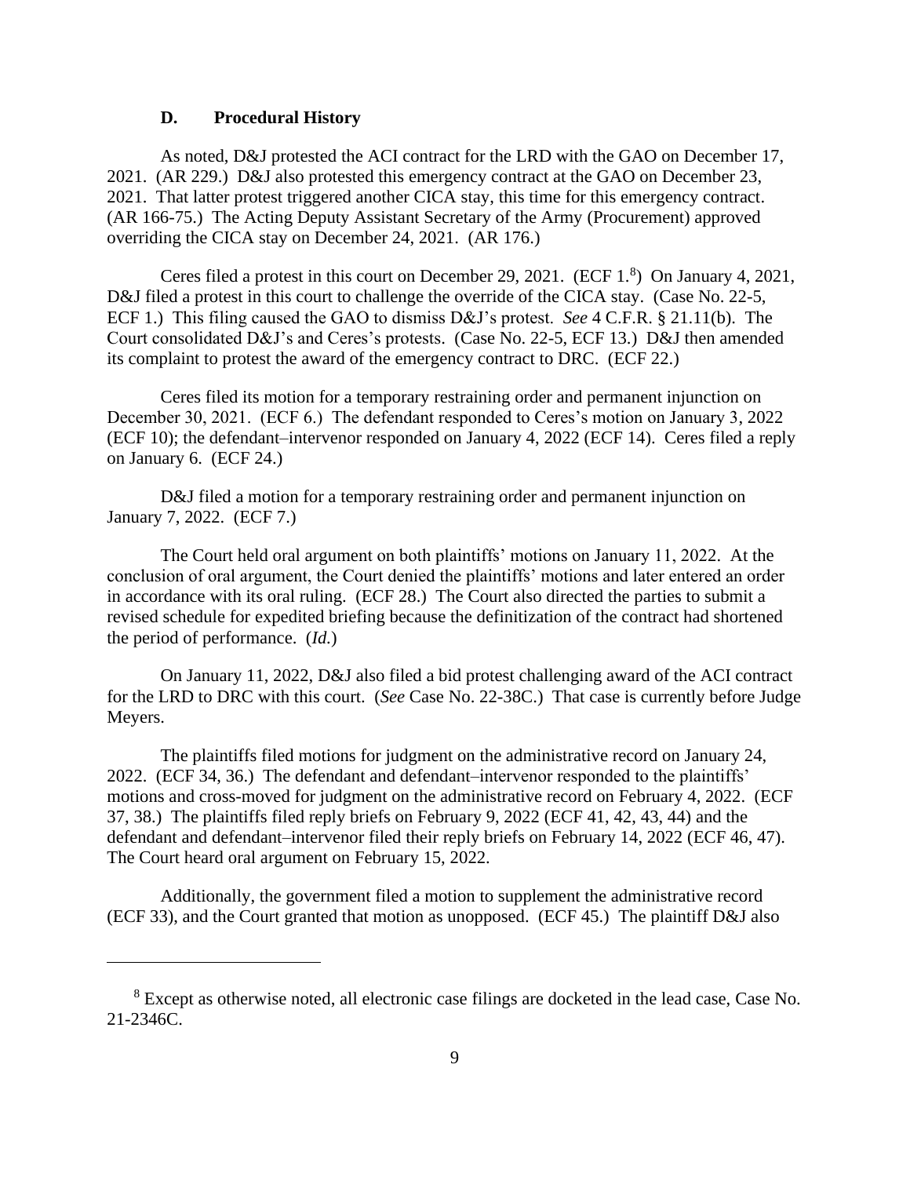### D. Procedural History

As noted, D&J protested the ACI contract for the LRD with the GAO on December 17, 2021. (AR 229.) D&J also protested this emergency contract at the GAO on December 23, 2021. That latter protest triggered another CICA stay, this time for this emergency contract. (AR 166-75.) The Acting Deputy Assistant Secretary of the Army (Procurement) approved overriding the CICA stay on December 24, 2021. (AR 176.)

Ceres filed a protest in this court on December 29, 2021. (ECF 1.[8]) On January 4, 2021, D&J filed a protest in this court to challenge the override of the CICA stay. (Case No. 22-5, ECF 1.) This filing caused the GAO to dismiss D&J's protest. *See* 4 C.F.R. § 21.11(b). The Court consolidated D&J's and Ceres's protests. (Case No. 22-5, ECF 13.) D&J then amended its complaint to protest the award of the emergency contract to DRC. (ECF 22.)

Ceres filed its motion for a temporary restraining order and permanent injunction on December 30, 2021. (ECF 6.) The defendant responded to Ceres's motion on January 3, 2022 (ECF 10); the defendant–intervenor responded on January 4, 2022 (ECF 14). Ceres filed a reply on January 6. (ECF 24.)

D&J filed a motion for a temporary restraining order and permanent injunction on January 7, 2022. (ECF 7.)

The Court held oral argument on both plaintiffs' motions on January 11, 2022. At the conclusion of oral argument, the Court denied the plaintiffs' motions and later entered an order in accordance with its oral ruling. (ECF 28.) The Court also directed the parties to submit a revised schedule for expedited briefing because the definitization of the contract had shortened the period of performance. (*Id.*)

On January 11, 2022, D&J also filed a bid protest challenging award of the ACI contract for the LRD to DRC with this court. (*See* Case No. 22-38C.) That case is currently before Judge Meyers.

The plaintiffs filed motions for judgment on the administrative record on January 24, 2022. (ECF 34, 36.) The defendant and defendant–intervenor responded to the plaintiffs' motions and cross-moved for judgment on the administrative record on February 4, 2022. (ECF 37, 38.) The plaintiffs filed reply briefs on February 9, 2022 (ECF 41, 42, 43, 44) and the defendant and defendant–intervenor filed their reply briefs on February 14, 2022 (ECF 46, 47). The Court heard oral argument on February 15, 2022.

Additionally, the government filed a motion to supplement the administrative record (ECF 33), and the Court granted that motion as unopposed. (ECF 45.) The plaintiff D&J also

[8] Except as otherwise noted, all electronic case filings are docketed in the lead case, Case No. 21-2346C.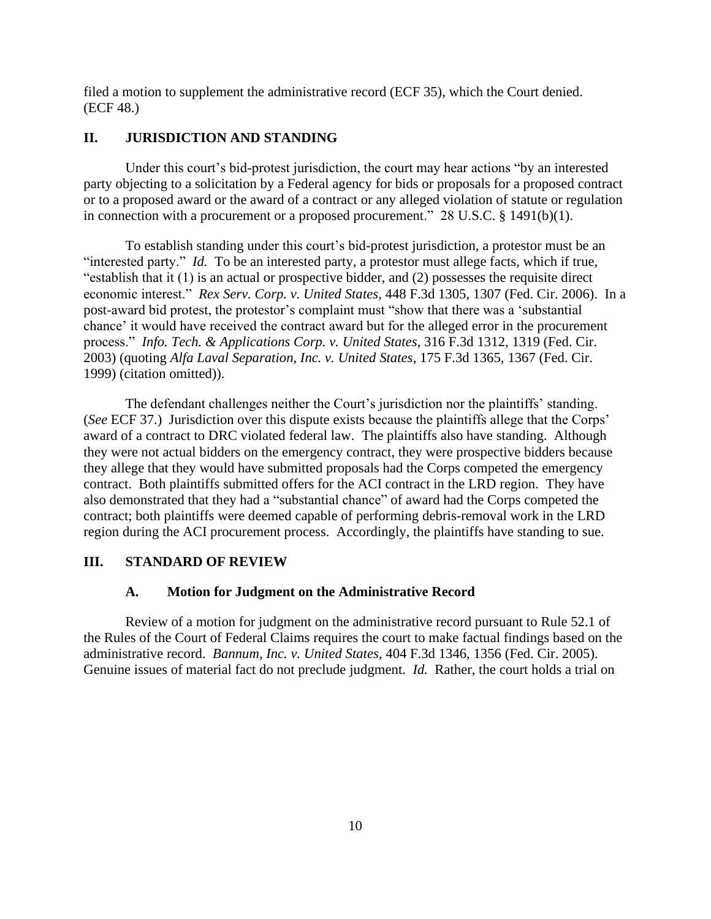filed a motion to supplement the administrative record (ECF 35), which the Court denied. (ECF 48.)

## II. JURISDICTION AND STANDING

Under this court's bid-protest jurisdiction, the court may hear actions "by an interested party objecting to a solicitation by a Federal agency for bids or proposals for a proposed contract or to a proposed award or the award of a contract or any alleged violation of statute or regulation in connection with a procurement or a proposed procurement." 28 U.S.C. § 1491(b)(1).

To establish standing under this court's bid-protest jurisdiction, a protestor must be an "interested party." *Id.* To be an interested party, a protestor must allege facts, which if true, "establish that it (1) is an actual or prospective bidder, and (2) possesses the requisite direct economic interest." *Rex Serv. Corp. v. United States*, 448 F.3d 1305, 1307 (Fed. Cir. 2006). In a post-award bid protest, the protestor's complaint must "show that there was a 'substantial chance' it would have received the contract award but for the alleged error in the procurement process." *Info. Tech. & Applications Corp. v. United States*, 316 F.3d 1312, 1319 (Fed. Cir. 2003) (quoting *Alfa Laval Separation, Inc. v. United States*, 175 F.3d 1365, 1367 (Fed. Cir. 1999) (citation omitted)).

The defendant challenges neither the Court's jurisdiction nor the plaintiffs' standing. (*See* ECF 37.) Jurisdiction over this dispute exists because the plaintiffs allege that the Corps' award of a contract to DRC violated federal law. The plaintiffs also have standing. Although they were not actual bidders on the emergency contract, they were prospective bidders because they allege that they would have submitted proposals had the Corps competed the emergency contract. Both plaintiffs submitted offers for the ACI contract in the LRD region. They have also demonstrated that they had a "substantial chance" of award had the Corps competed the contract; both plaintiffs were deemed capable of performing debris-removal work in the LRD region during the ACI procurement process. Accordingly, the plaintiffs have standing to sue.

## III. STANDARD OF REVIEW

### A. Motion for Judgment on the Administrative Record

Review of a motion for judgment on the administrative record pursuant to Rule 52.1 of the Rules of the Court of Federal Claims requires the court to make factual findings based on the administrative record. *Bannum, Inc. v. United States*, 404 F.3d 1346, 1356 (Fed. Cir. 2005). Genuine issues of material fact do not preclude judgment. *Id.* Rather, the court holds a trial on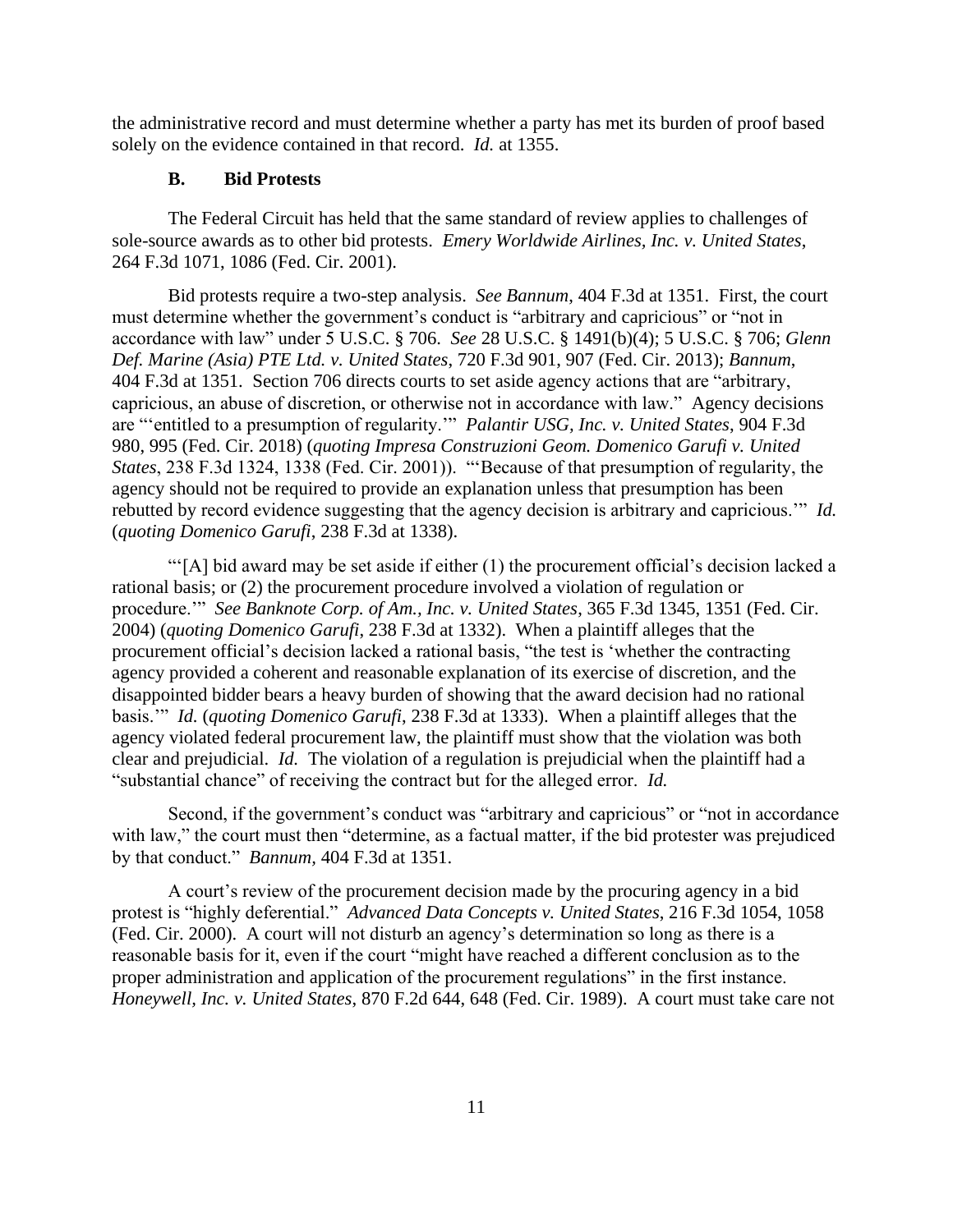the administrative record and must determine whether a party has met its burden of proof based solely on the evidence contained in that record. *Id.* at 1355.

### B. Bid Protests

The Federal Circuit has held that the same standard of review applies to challenges of sole-source awards as to other bid protests. *Emery Worldwide Airlines, Inc. v. United States*, 264 F.3d 1071, 1086 (Fed. Cir. 2001).

Bid protests require a two-step analysis. *See Bannum*, 404 F.3d at 1351. First, the court must determine whether the government's conduct is "arbitrary and capricious" or "not in accordance with law" under 5 U.S.C. § 706. *See* 28 U.S.C. § 1491(b)(4); 5 U.S.C. § 706; *Glenn Def. Marine (Asia) PTE Ltd. v. United States*, 720 F.3d 901, 907 (Fed. Cir. 2013); *Bannum*, 404 F.3d at 1351. Section 706 directs courts to set aside agency actions that are "arbitrary, capricious, an abuse of discretion, or otherwise not in accordance with law." Agency decisions are "'entitled to a presumption of regularity.'" *Palantir USG, Inc. v. United States*, 904 F.3d 980, 995 (Fed. Cir. 2018) (*quoting Impresa Construzioni Geom. Domenico Garufi v. United States*, 238 F.3d 1324, 1338 (Fed. Cir. 2001)). "'Because of that presumption of regularity, the agency should not be required to provide an explanation unless that presumption has been rebutted by record evidence suggesting that the agency decision is arbitrary and capricious.'" *Id.* (*quoting Domenico Garufi*, 238 F.3d at 1338).

"'[A] bid award may be set aside if either (1) the procurement official's decision lacked a rational basis; or (2) the procurement procedure involved a violation of regulation or procedure.'" *See Banknote Corp. of Am., Inc. v. United States*, 365 F.3d 1345, 1351 (Fed. Cir. 2004) (*quoting Domenico Garufi*, 238 F.3d at 1332). When a plaintiff alleges that the procurement official's decision lacked a rational basis, "the test is 'whether the contracting agency provided a coherent and reasonable explanation of its exercise of discretion, and the disappointed bidder bears a heavy burden of showing that the award decision had no rational basis.'" *Id.* (*quoting Domenico Garufi*, 238 F.3d at 1333). When a plaintiff alleges that the agency violated federal procurement law, the plaintiff must show that the violation was both clear and prejudicial. *Id.* The violation of a regulation is prejudicial when the plaintiff had a "substantial chance" of receiving the contract but for the alleged error. *Id.*

Second, if the government's conduct was "arbitrary and capricious" or "not in accordance with law," the court must then "determine, as a factual matter, if the bid protester was prejudiced by that conduct." *Bannum*, 404 F.3d at 1351.

A court's review of the procurement decision made by the procuring agency in a bid protest is "highly deferential." *Advanced Data Concepts v. United States*, 216 F.3d 1054, 1058 (Fed. Cir. 2000). A court will not disturb an agency's determination so long as there is a reasonable basis for it, even if the court "might have reached a different conclusion as to the proper administration and application of the procurement regulations" in the first instance. *Honeywell, Inc. v. United States*, 870 F.2d 644, 648 (Fed. Cir. 1989). A court must take care not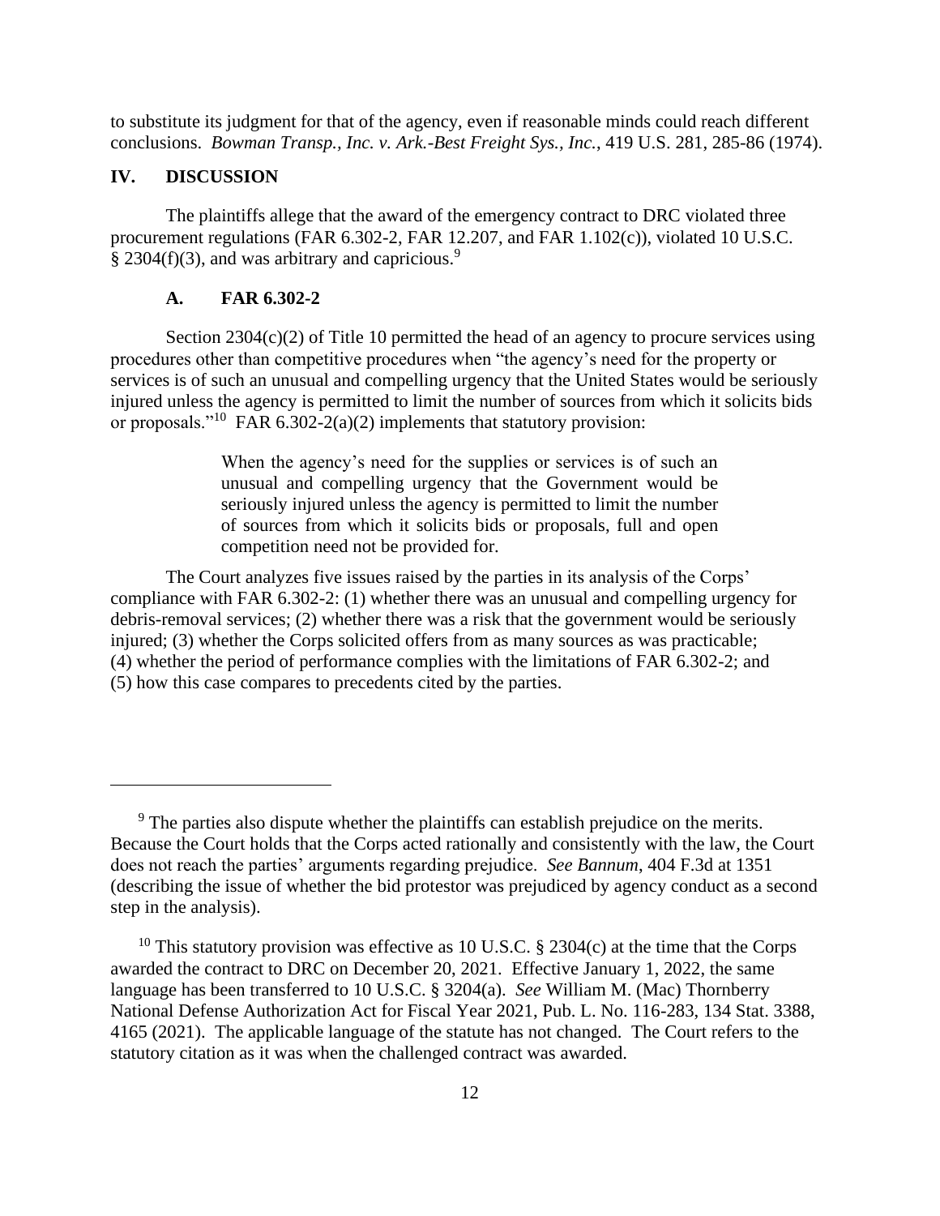to substitute its judgment for that of the agency, even if reasonable minds could reach different conclusions. *Bowman Transp., Inc. v. Ark.-Best Freight Sys., Inc.*, 419 U.S. 281, 285-86 (1974).

## IV. DISCUSSION

The plaintiffs allege that the award of the emergency contract to DRC violated three procurement regulations (FAR 6.302-2, FAR 12.207, and FAR 1.102(c)), violated 10 U.S.C. § 2304(f)(3), and was arbitrary and capricious.[9]

### A. FAR 6.302-2

Section 2304(c)(2) of Title 10 permitted the head of an agency to procure services using procedures other than competitive procedures when "the agency's need for the property or services is of such an unusual and compelling urgency that the United States would be seriously injured unless the agency is permitted to limit the number of sources from which it solicits bids or proposals."[10] FAR 6.302-2(a)(2) implements that statutory provision:

> When the agency's need for the supplies or services is of such an unusual and compelling urgency that the Government would be seriously injured unless the agency is permitted to limit the number of sources from which it solicits bids or proposals, full and open competition need not be provided for.

The Court analyzes five issues raised by the parties in its analysis of the Corps' compliance with FAR 6.302-2: (1) whether there was an unusual and compelling urgency for debris-removal services; (2) whether there was a risk that the government would be seriously injured; (3) whether the Corps solicited offers from as many sources as was practicable; (4) whether the period of performance complies with the limitations of FAR 6.302-2; and (5) how this case compares to precedents cited by the parties.

---

[9] The parties also dispute whether the plaintiffs can establish prejudice on the merits. Because the Court holds that the Corps acted rationally and consistently with the law, the Court does not reach the parties' arguments regarding prejudice. *See Bannum*, 404 F.3d at 1351 (describing the issue of whether the bid protestor was prejudiced by agency conduct as a second step in the analysis).

[10] This statutory provision was effective as 10 U.S.C. § 2304(c) at the time that the Corps awarded the contract to DRC on December 20, 2021. Effective January 1, 2022, the same language has been transferred to 10 U.S.C. § 3204(a). *See* William M. (Mac) Thornberry National Defense Authorization Act for Fiscal Year 2021, Pub. L. No. 116-283, 134 Stat. 3388, 4165 (2021). The applicable language of the statute has not changed. The Court refers to the statutory citation as it was when the challenged contract was awarded.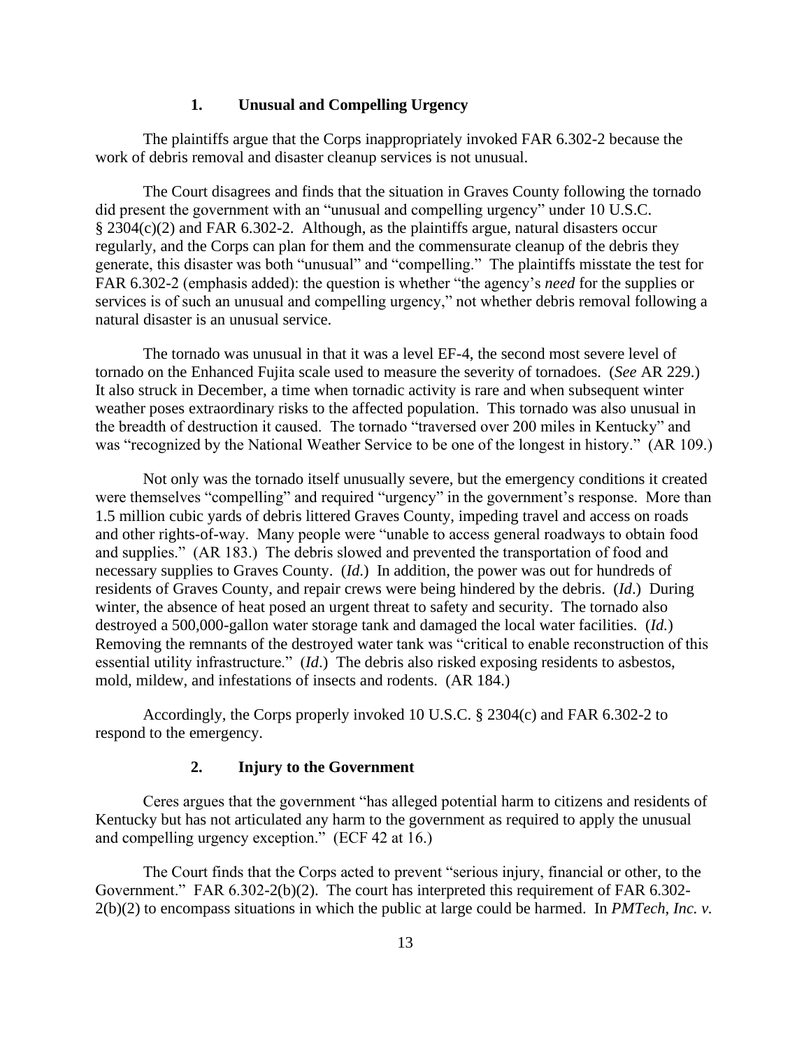### 1. Unusual and Compelling Urgency

The plaintiffs argue that the Corps inappropriately invoked FAR 6.302-2 because the work of debris removal and disaster cleanup services is not unusual.

The Court disagrees and finds that the situation in Graves County following the tornado did present the government with an "unusual and compelling urgency" under 10 U.S.C. § 2304(c)(2) and FAR 6.302-2. Although, as the plaintiffs argue, natural disasters occur regularly, and the Corps can plan for them and the commensurate cleanup of the debris they generate, this disaster was both "unusual" and "compelling." The plaintiffs misstate the test for FAR 6.302-2 (emphasis added): the question is whether "the agency's *need* for the supplies or services is of such an unusual and compelling urgency," not whether debris removal following a natural disaster is an unusual service.

The tornado was unusual in that it was a level EF-4, the second most severe level of tornado on the Enhanced Fujita scale used to measure the severity of tornadoes. (*See* AR 229.) It also struck in December, a time when tornadic activity is rare and when subsequent winter weather poses extraordinary risks to the affected population. This tornado was also unusual in the breadth of destruction it caused. The tornado "traversed over 200 miles in Kentucky" and was "recognized by the National Weather Service to be one of the longest in history." (AR 109.)

Not only was the tornado itself unusually severe, but the emergency conditions it created were themselves "compelling" and required "urgency" in the government's response. More than 1.5 million cubic yards of debris littered Graves County, impeding travel and access on roads and other rights-of-way. Many people were "unable to access general roadways to obtain food and supplies." (AR 183.) The debris slowed and prevented the transportation of food and necessary supplies to Graves County. (*Id*.) In addition, the power was out for hundreds of residents of Graves County, and repair crews were being hindered by the debris. (*Id*.) During winter, the absence of heat posed an urgent threat to safety and security. The tornado also destroyed a 500,000-gallon water storage tank and damaged the local water facilities. (*Id.*) Removing the remnants of the destroyed water tank was "critical to enable reconstruction of this essential utility infrastructure." (*Id*.) The debris also risked exposing residents to asbestos, mold, mildew, and infestations of insects and rodents. (AR 184.)

Accordingly, the Corps properly invoked 10 U.S.C. § 2304(c) and FAR 6.302-2 to respond to the emergency.

### 2. Injury to the Government

Ceres argues that the government "has alleged potential harm to citizens and residents of Kentucky but has not articulated any harm to the government as required to apply the unusual and compelling urgency exception." (ECF 42 at 16.)

The Court finds that the Corps acted to prevent "serious injury, financial or other, to the Government." FAR 6.302-2(b)(2). The court has interpreted this requirement of FAR 6.302-2(b)(2) to encompass situations in which the public at large could be harmed. In *PMTech, Inc. v.*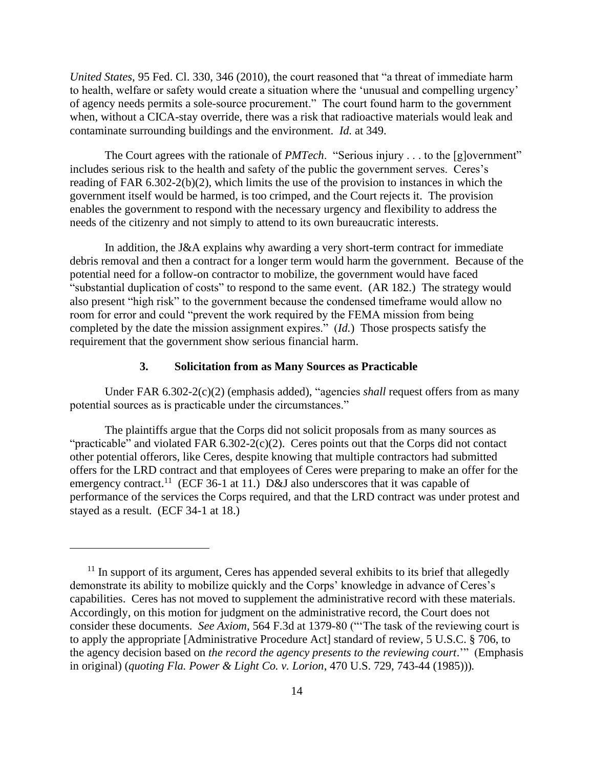*United States*, 95 Fed. Cl. 330, 346 (2010), the court reasoned that "a threat of immediate harm to health, welfare or safety would create a situation where the 'unusual and compelling urgency' of agency needs permits a sole-source procurement." The court found harm to the government when, without a CICA-stay override, there was a risk that radioactive materials would leak and contaminate surrounding buildings and the environment. *Id.* at 349.

The Court agrees with the rationale of *PMTech*. "Serious injury . . . to the [g]overnment" includes serious risk to the health and safety of the public the government serves. Ceres's reading of FAR 6.302-2(b)(2), which limits the use of the provision to instances in which the government itself would be harmed, is too crimped, and the Court rejects it. The provision enables the government to respond with the necessary urgency and flexibility to address the needs of the citizenry and not simply to attend to its own bureaucratic interests.

In addition, the J&A explains why awarding a very short-term contract for immediate debris removal and then a contract for a longer term would harm the government. Because of the potential need for a follow-on contractor to mobilize, the government would have faced "substantial duplication of costs" to respond to the same event. (AR 182.) The strategy would also present "high risk" to the government because the condensed timeframe would allow no room for error and could "prevent the work required by the FEMA mission from being completed by the date the mission assignment expires." (*Id.*) Those prospects satisfy the requirement that the government show serious financial harm.

### 3. Solicitation from as Many Sources as Practicable

Under FAR 6.302-2(c)(2) (emphasis added), "agencies *shall* request offers from as many potential sources as is practicable under the circumstances."

The plaintiffs argue that the Corps did not solicit proposals from as many sources as "practicable" and violated FAR 6.302-2(c)(2). Ceres points out that the Corps did not contact other potential offerors, like Ceres, despite knowing that multiple contractors had submitted offers for the LRD contract and that employees of Ceres were preparing to make an offer for the emergency contract.[11] (ECF 36-1 at 11.) D&J also underscores that it was capable of performance of the services the Corps required, and that the LRD contract was under protest and stayed as a result. (ECF 34-1 at 18.)

---

[11] In support of its argument, Ceres has appended several exhibits to its brief that allegedly demonstrate its ability to mobilize quickly and the Corps' knowledge in advance of Ceres's capabilities. Ceres has not moved to supplement the administrative record with these materials. Accordingly, on this motion for judgment on the administrative record, the Court does not consider these documents. *See Axiom*, 564 F.3d at 1379-80 ("'The task of the reviewing court is to apply the appropriate [Administrative Procedure Act] standard of review, 5 U.S.C. § 706, to the agency decision based on *the record the agency presents to the reviewing court*.'" (Emphasis in original) (*quoting Fla. Power & Light Co. v. Lorion*, 470 U.S. 729, 743-44 (1985))).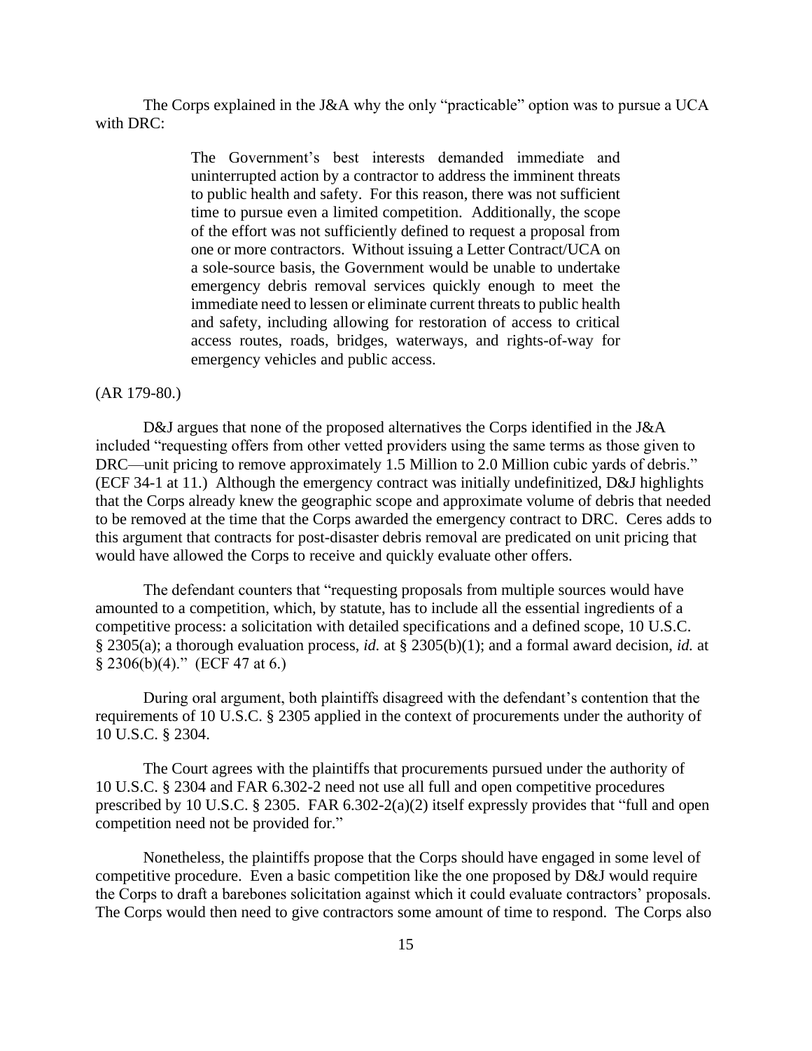The Corps explained in the J&A why the only "practicable" option was to pursue a UCA with DRC:

> The Government's best interests demanded immediate and uninterrupted action by a contractor to address the imminent threats to public health and safety. For this reason, there was not sufficient time to pursue even a limited competition. Additionally, the scope of the effort was not sufficiently defined to request a proposal from one or more contractors. Without issuing a Letter Contract/UCA on a sole-source basis, the Government would be unable to undertake emergency debris removal services quickly enough to meet the immediate need to lessen or eliminate current threats to public health and safety, including allowing for restoration of access to critical access routes, roads, bridges, waterways, and rights-of-way for emergency vehicles and public access.

(AR 179-80.)

D&J argues that none of the proposed alternatives the Corps identified in the J&A included "requesting offers from other vetted providers using the same terms as those given to DRC—unit pricing to remove approximately 1.5 Million to 2.0 Million cubic yards of debris." (ECF 34-1 at 11.) Although the emergency contract was initially undefinitized, D&J highlights that the Corps already knew the geographic scope and approximate volume of debris that needed to be removed at the time that the Corps awarded the emergency contract to DRC. Ceres adds to this argument that contracts for post-disaster debris removal are predicated on unit pricing that would have allowed the Corps to receive and quickly evaluate other offers.

The defendant counters that "requesting proposals from multiple sources would have amounted to a competition, which, by statute, has to include all the essential ingredients of a competitive process: a solicitation with detailed specifications and a defined scope, 10 U.S.C. § 2305(a); a thorough evaluation process, *id.* at § 2305(b)(1); and a formal award decision, *id.* at § 2306(b)(4)." (ECF 47 at 6.)

During oral argument, both plaintiffs disagreed with the defendant's contention that the requirements of 10 U.S.C. § 2305 applied in the context of procurements under the authority of 10 U.S.C. § 2304.

The Court agrees with the plaintiffs that procurements pursued under the authority of 10 U.S.C. § 2304 and FAR 6.302-2 need not use all full and open competitive procedures prescribed by 10 U.S.C. § 2305. FAR 6.302-2(a)(2) itself expressly provides that "full and open competition need not be provided for."

Nonetheless, the plaintiffs propose that the Corps should have engaged in some level of competitive procedure. Even a basic competition like the one proposed by D&J would require the Corps to draft a barebones solicitation against which it could evaluate contractors' proposals. The Corps would then need to give contractors some amount of time to respond. The Corps also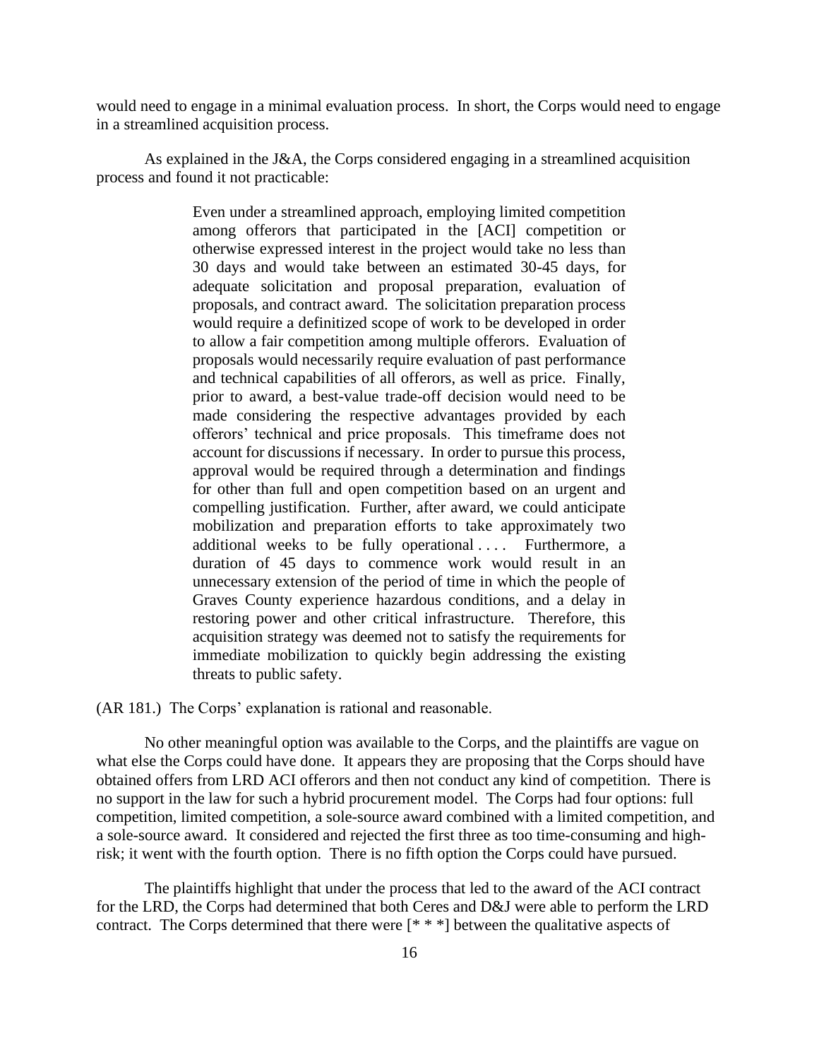would need to engage in a minimal evaluation process. In short, the Corps would need to engage in a streamlined acquisition process.

As explained in the J&A, the Corps considered engaging in a streamlined acquisition process and found it not practicable:

> Even under a streamlined approach, employing limited competition among offerors that participated in the [ACI] competition or otherwise expressed interest in the project would take no less than 30 days and would take between an estimated 30-45 days, for adequate solicitation and proposal preparation, evaluation of proposals, and contract award. The solicitation preparation process would require a definitized scope of work to be developed in order to allow a fair competition among multiple offerors. Evaluation of proposals would necessarily require evaluation of past performance and technical capabilities of all offerors, as well as price. Finally, prior to award, a best-value trade-off decision would need to be made considering the respective advantages provided by each offerors' technical and price proposals. This timeframe does not account for discussions if necessary. In order to pursue this process, approval would be required through a determination and findings for other than full and open competition based on an urgent and compelling justification. Further, after award, we could anticipate mobilization and preparation efforts to take approximately two additional weeks to be fully operational . . . . Furthermore, a duration of 45 days to commence work would result in an unnecessary extension of the period of time in which the people of Graves County experience hazardous conditions, and a delay in restoring power and other critical infrastructure. Therefore, this acquisition strategy was deemed not to satisfy the requirements for immediate mobilization to quickly begin addressing the existing threats to public safety.

(AR 181.) The Corps' explanation is rational and reasonable.

No other meaningful option was available to the Corps, and the plaintiffs are vague on what else the Corps could have done. It appears they are proposing that the Corps should have obtained offers from LRD ACI offerors and then not conduct any kind of competition. There is no support in the law for such a hybrid procurement model. The Corps had four options: full competition, limited competition, a sole-source award combined with a limited competition, and a sole-source award. It considered and rejected the first three as too time-consuming and high-risk; it went with the fourth option. There is no fifth option the Corps could have pursued.

The plaintiffs highlight that under the process that led to the award of the ACI contract for the LRD, the Corps had determined that both Ceres and D&J were able to perform the LRD contract. The Corps determined that there were [* * *] between the qualitative aspects of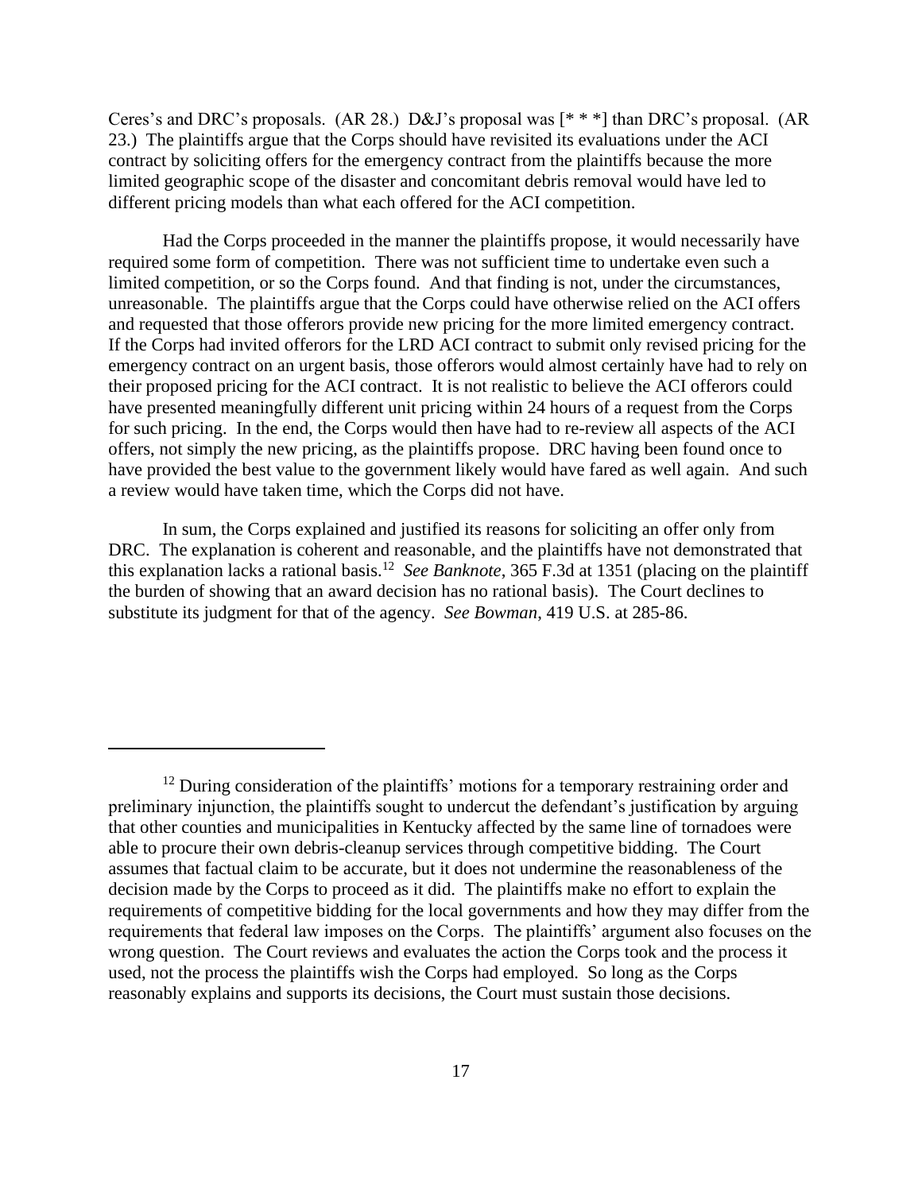Ceres's and DRC's proposals. (AR 28.) D&J's proposal was [* * *] than DRC's proposal. (AR 23.) The plaintiffs argue that the Corps should have revisited its evaluations under the ACI contract by soliciting offers for the emergency contract from the plaintiffs because the more limited geographic scope of the disaster and concomitant debris removal would have led to different pricing models than what each offered for the ACI competition.

Had the Corps proceeded in the manner the plaintiffs propose, it would necessarily have required some form of competition. There was not sufficient time to undertake even such a limited competition, or so the Corps found. And that finding is not, under the circumstances, unreasonable. The plaintiffs argue that the Corps could have otherwise relied on the ACI offers and requested that those offerors provide new pricing for the more limited emergency contract. If the Corps had invited offerors for the LRD ACI contract to submit only revised pricing for the emergency contract on an urgent basis, those offerors would almost certainly have had to rely on their proposed pricing for the ACI contract. It is not realistic to believe the ACI offerors could have presented meaningfully different unit pricing within 24 hours of a request from the Corps for such pricing. In the end, the Corps would then have had to re-review all aspects of the ACI offers, not simply the new pricing, as the plaintiffs propose. DRC having been found once to have provided the best value to the government likely would have fared as well again. And such a review would have taken time, which the Corps did not have.

In sum, the Corps explained and justified its reasons for soliciting an offer only from DRC. The explanation is coherent and reasonable, and the plaintiffs have not demonstrated that this explanation lacks a rational basis.[12] *See Banknote*, 365 F.3d at 1351 (placing on the plaintiff the burden of showing that an award decision has no rational basis). The Court declines to substitute its judgment for that of the agency. *See Bowman*, 419 U.S. at 285-86.

---

[12] During consideration of the plaintiffs' motions for a temporary restraining order and preliminary injunction, the plaintiffs sought to undercut the defendant's justification by arguing that other counties and municipalities in Kentucky affected by the same line of tornadoes were able to procure their own debris-cleanup services through competitive bidding. The Court assumes that factual claim to be accurate, but it does not undermine the reasonableness of the decision made by the Corps to proceed as it did. The plaintiffs make no effort to explain the requirements of competitive bidding for the local governments and how they may differ from the requirements that federal law imposes on the Corps. The plaintiffs' argument also focuses on the wrong question. The Court reviews and evaluates the action the Corps took and the process it used, not the process the plaintiffs wish the Corps had employed. So long as the Corps reasonably explains and supports its decisions, the Court must sustain those decisions.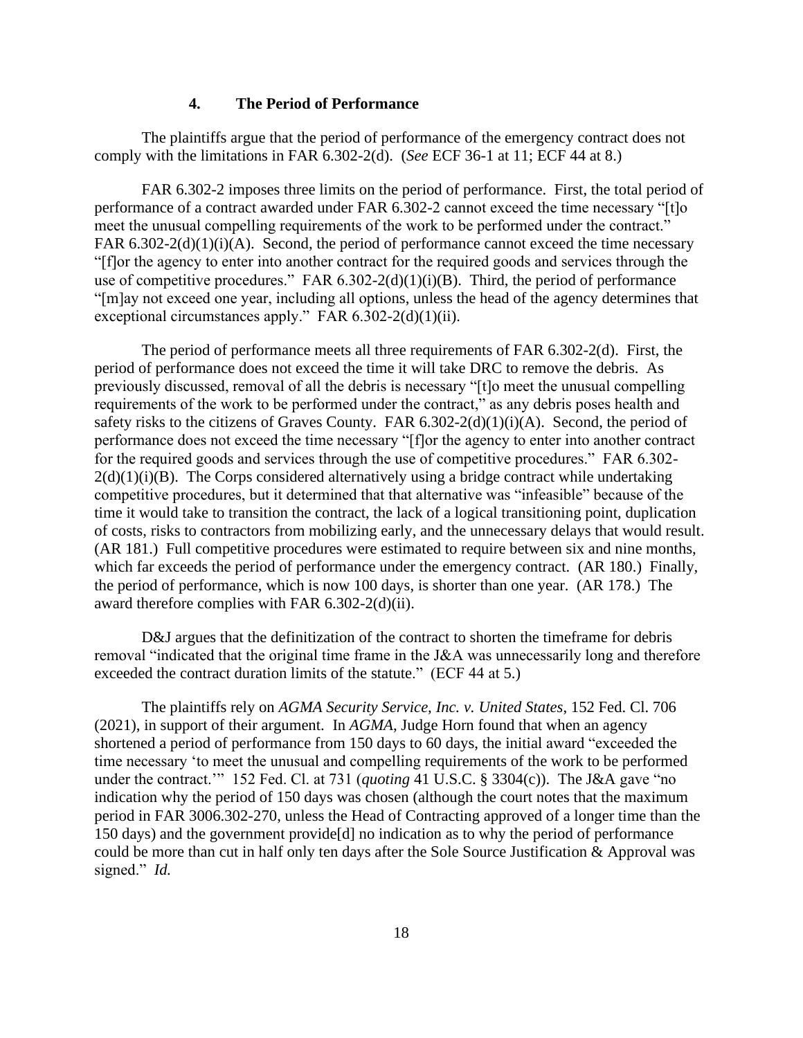#### 4. The Period of Performance

The plaintiffs argue that the period of performance of the emergency contract does not comply with the limitations in FAR 6.302-2(d). (*See* ECF 36-1 at 11; ECF 44 at 8.)

FAR 6.302-2 imposes three limits on the period of performance. First, the total period of performance of a contract awarded under FAR 6.302-2 cannot exceed the time necessary "[t]o meet the unusual compelling requirements of the work to be performed under the contract." FAR 6.302-2(d)(1)(i)(A). Second, the period of performance cannot exceed the time necessary "[f]or the agency to enter into another contract for the required goods and services through the use of competitive procedures." FAR 6.302-2(d)(1)(i)(B). Third, the period of performance "[m]ay not exceed one year, including all options, unless the head of the agency determines that exceptional circumstances apply." FAR 6.302-2(d)(1)(ii).

The period of performance meets all three requirements of FAR 6.302-2(d). First, the period of performance does not exceed the time it will take DRC to remove the debris. As previously discussed, removal of all the debris is necessary "[t]o meet the unusual compelling requirements of the work to be performed under the contract," as any debris poses health and safety risks to the citizens of Graves County. FAR 6.302-2(d)(1)(i)(A). Second, the period of performance does not exceed the time necessary "[f]or the agency to enter into another contract for the required goods and services through the use of competitive procedures." FAR 6.302-2(d)(1)(i)(B). The Corps considered alternatively using a bridge contract while undertaking competitive procedures, but it determined that that alternative was "infeasible" because of the time it would take to transition the contract, the lack of a logical transitioning point, duplication of costs, risks to contractors from mobilizing early, and the unnecessary delays that would result. (AR 181.) Full competitive procedures were estimated to require between six and nine months, which far exceeds the period of performance under the emergency contract. (AR 180.) Finally, the period of performance, which is now 100 days, is shorter than one year. (AR 178.) The award therefore complies with FAR 6.302-2(d)(ii).

D&J argues that the definitization of the contract to shorten the timeframe for debris removal "indicated that the original time frame in the J&A was unnecessarily long and therefore exceeded the contract duration limits of the statute." (ECF 44 at 5.)

The plaintiffs rely on *AGMA Security Service, Inc. v. United States*, 152 Fed. Cl. 706 (2021), in support of their argument. In *AGMA*, Judge Horn found that when an agency shortened a period of performance from 150 days to 60 days, the initial award "exceeded the time necessary 'to meet the unusual and compelling requirements of the work to be performed under the contract.'" 152 Fed. Cl. at 731 (*quoting* 41 U.S.C. § 3304(c)). The J&A gave "no indication why the period of 150 days was chosen (although the court notes that the maximum period in FAR 3006.302-270, unless the Head of Contracting approved of a longer time than the 150 days) and the government provide[d] no indication as to why the period of performance could be more than cut in half only ten days after the Sole Source Justification & Approval was signed." *Id.*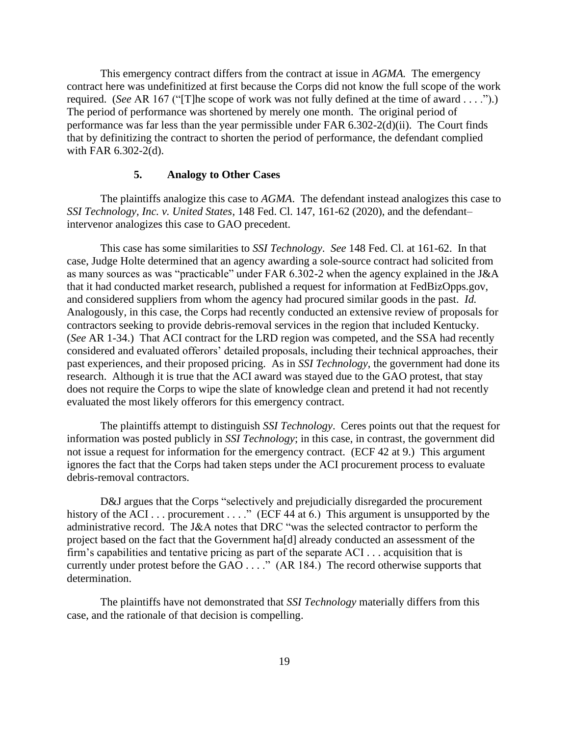This emergency contract differs from the contract at issue in *AGMA.* The emergency contract here was undefinitized at first because the Corps did not know the full scope of the work required. (*See* AR 167 ("[T]he scope of work was not fully defined at the time of award . . . .").) The period of performance was shortened by merely one month. The original period of performance was far less than the year permissible under FAR 6.302-2(d)(ii). The Court finds that by definitizing the contract to shorten the period of performance, the defendant complied with FAR 6.302-2(d).

### 5. Analogy to Other Cases

The plaintiffs analogize this case to *AGMA*. The defendant instead analogizes this case to *SSI Technology, Inc. v. United States*, 148 Fed. Cl. 147, 161-62 (2020), and the defendant–intervenor analogizes this case to GAO precedent.

This case has some similarities to *SSI Technology*. *See* 148 Fed. Cl. at 161-62. In that case, Judge Holte determined that an agency awarding a sole-source contract had solicited from as many sources as was "practicable" under FAR 6.302-2 when the agency explained in the J&A that it had conducted market research, published a request for information at FedBizOpps.gov, and considered suppliers from whom the agency had procured similar goods in the past. *Id.* Analogously, in this case, the Corps had recently conducted an extensive review of proposals for contractors seeking to provide debris-removal services in the region that included Kentucky. (*See* AR 1-34.) That ACI contract for the LRD region was competed, and the SSA had recently considered and evaluated offerors' detailed proposals, including their technical approaches, their past experiences, and their proposed pricing. As in *SSI Technology*, the government had done its research. Although it is true that the ACI award was stayed due to the GAO protest, that stay does not require the Corps to wipe the slate of knowledge clean and pretend it had not recently evaluated the most likely offerors for this emergency contract.

The plaintiffs attempt to distinguish *SSI Technology*. Ceres points out that the request for information was posted publicly in *SSI Technology*; in this case, in contrast, the government did not issue a request for information for the emergency contract. (ECF 42 at 9.) This argument ignores the fact that the Corps had taken steps under the ACI procurement process to evaluate debris-removal contractors.

D&J argues that the Corps "selectively and prejudicially disregarded the procurement history of the ACI . . . procurement . . . ." (ECF 44 at 6.) This argument is unsupported by the administrative record. The J&A notes that DRC "was the selected contractor to perform the project based on the fact that the Government ha[d] already conducted an assessment of the firm's capabilities and tentative pricing as part of the separate ACI . . . acquisition that is currently under protest before the GAO . . . ." (AR 184.) The record otherwise supports that determination.

The plaintiffs have not demonstrated that *SSI Technology* materially differs from this case, and the rationale of that decision is compelling.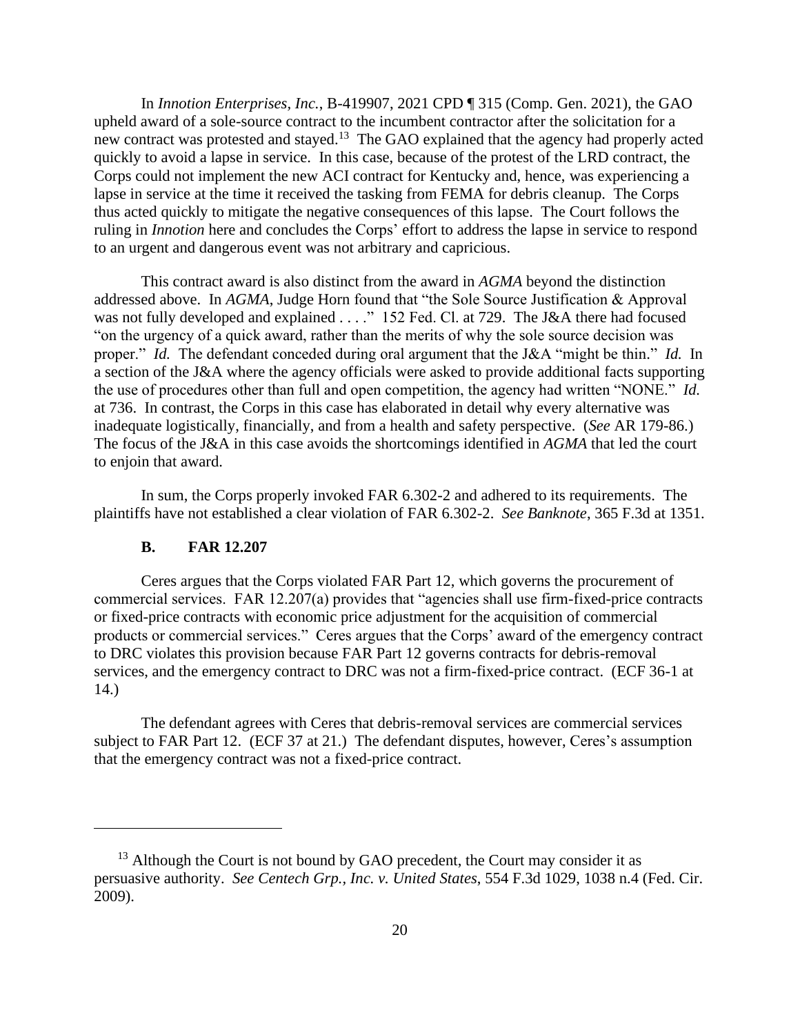In *Innotion Enterprises, Inc.*, B-419907, 2021 CPD ¶ 315 (Comp. Gen. 2021), the GAO upheld award of a sole-source contract to the incumbent contractor after the solicitation for a new contract was protested and stayed.[13] The GAO explained that the agency had properly acted quickly to avoid a lapse in service. In this case, because of the protest of the LRD contract, the Corps could not implement the new ACI contract for Kentucky and, hence, was experiencing a lapse in service at the time it received the tasking from FEMA for debris cleanup. The Corps thus acted quickly to mitigate the negative consequences of this lapse. The Court follows the ruling in *Innotion* here and concludes the Corps' effort to address the lapse in service to respond to an urgent and dangerous event was not arbitrary and capricious.

This contract award is also distinct from the award in *AGMA* beyond the distinction addressed above. In *AGMA*, Judge Horn found that "the Sole Source Justification & Approval was not fully developed and explained . . . ." 152 Fed. Cl. at 729. The J&A there had focused "on the urgency of a quick award, rather than the merits of why the sole source decision was proper." *Id.* The defendant conceded during oral argument that the J&A "might be thin." *Id.* In a section of the J&A where the agency officials were asked to provide additional facts supporting the use of procedures other than full and open competition, the agency had written "NONE." *Id.* at 736. In contrast, the Corps in this case has elaborated in detail why every alternative was inadequate logistically, financially, and from a health and safety perspective. (*See* AR 179-86.) The focus of the J&A in this case avoids the shortcomings identified in *AGMA* that led the court to enjoin that award.

In sum, the Corps properly invoked FAR 6.302-2 and adhered to its requirements. The plaintiffs have not established a clear violation of FAR 6.302-2. *See Banknote*, 365 F.3d at 1351.

### B. FAR 12.207

Ceres argues that the Corps violated FAR Part 12, which governs the procurement of commercial services. FAR 12.207(a) provides that "agencies shall use firm-fixed-price contracts or fixed-price contracts with economic price adjustment for the acquisition of commercial products or commercial services." Ceres argues that the Corps' award of the emergency contract to DRC violates this provision because FAR Part 12 governs contracts for debris-removal services, and the emergency contract to DRC was not a firm-fixed-price contract. (ECF 36-1 at 14.)

The defendant agrees with Ceres that debris-removal services are commercial services subject to FAR Part 12. (ECF 37 at 21.) The defendant disputes, however, Ceres's assumption that the emergency contract was not a fixed-price contract.

---

[13] Although the Court is not bound by GAO precedent, the Court may consider it as persuasive authority. *See Centech Grp., Inc. v. United States*, 554 F.3d 1029, 1038 n.4 (Fed. Cir. 2009).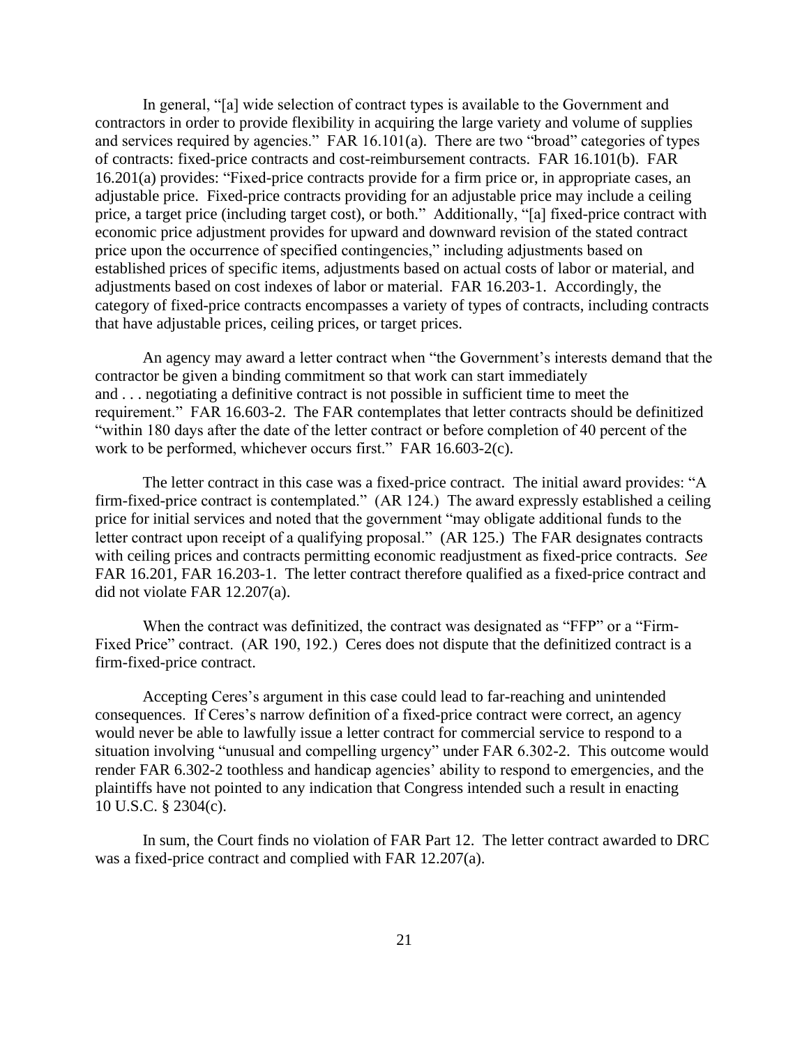In general, "[a] wide selection of contract types is available to the Government and contractors in order to provide flexibility in acquiring the large variety and volume of supplies and services required by agencies." FAR 16.101(a). There are two "broad" categories of types of contracts: fixed-price contracts and cost-reimbursement contracts. FAR 16.101(b). FAR 16.201(a) provides: "Fixed-price contracts provide for a firm price or, in appropriate cases, an adjustable price. Fixed-price contracts providing for an adjustable price may include a ceiling price, a target price (including target cost), or both." Additionally, "[a] fixed-price contract with economic price adjustment provides for upward and downward revision of the stated contract price upon the occurrence of specified contingencies," including adjustments based on established prices of specific items, adjustments based on actual costs of labor or material, and adjustments based on cost indexes of labor or material. FAR 16.203-1. Accordingly, the category of fixed-price contracts encompasses a variety of types of contracts, including contracts that have adjustable prices, ceiling prices, or target prices.

An agency may award a letter contract when "the Government's interests demand that the contractor be given a binding commitment so that work can start immediately and . . . negotiating a definitive contract is not possible in sufficient time to meet the requirement." FAR 16.603-2. The FAR contemplates that letter contracts should be definitized "within 180 days after the date of the letter contract or before completion of 40 percent of the work to be performed, whichever occurs first." FAR 16.603-2(c).

The letter contract in this case was a fixed-price contract. The initial award provides: "A firm-fixed-price contract is contemplated." (AR 124.) The award expressly established a ceiling price for initial services and noted that the government "may obligate additional funds to the letter contract upon receipt of a qualifying proposal." (AR 125.) The FAR designates contracts with ceiling prices and contracts permitting economic readjustment as fixed-price contracts. *See* FAR 16.201, FAR 16.203-1. The letter contract therefore qualified as a fixed-price contract and did not violate FAR 12.207(a).

When the contract was definitized, the contract was designated as "FFP" or a "Firm-Fixed Price" contract. (AR 190, 192.) Ceres does not dispute that the definitized contract is a firm-fixed-price contract.

Accepting Ceres's argument in this case could lead to far-reaching and unintended consequences. If Ceres's narrow definition of a fixed-price contract were correct, an agency would never be able to lawfully issue a letter contract for commercial service to respond to a situation involving "unusual and compelling urgency" under FAR 6.302-2. This outcome would render FAR 6.302-2 toothless and handicap agencies' ability to respond to emergencies, and the plaintiffs have not pointed to any indication that Congress intended such a result in enacting 10 U.S.C. § 2304(c).

In sum, the Court finds no violation of FAR Part 12. The letter contract awarded to DRC was a fixed-price contract and complied with FAR 12.207(a).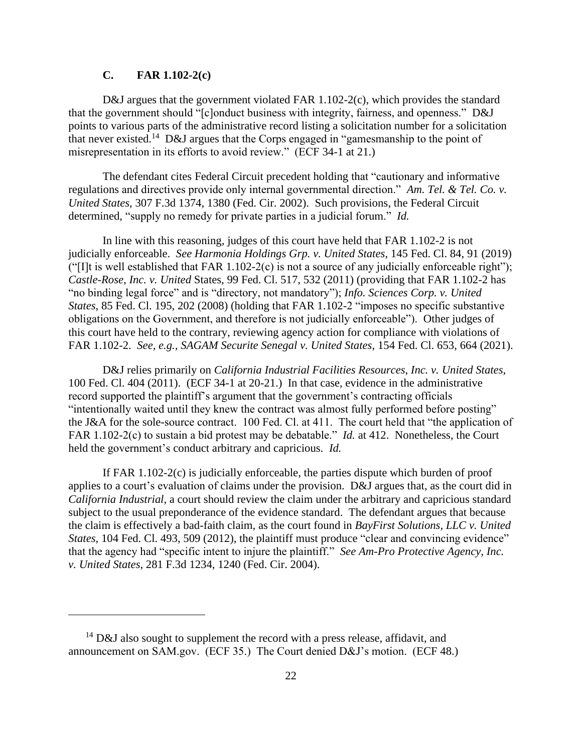### C. FAR 1.102-2(c)

D&J argues that the government violated FAR 1.102-2(c), which provides the standard that the government should "[c]onduct business with integrity, fairness, and openness." D&J points to various parts of the administrative record listing a solicitation number for a solicitation that never existed.[14] D&J argues that the Corps engaged in "gamesmanship to the point of misrepresentation in its efforts to avoid review." (ECF 34-1 at 21.)

The defendant cites Federal Circuit precedent holding that "cautionary and informative regulations and directives provide only internal governmental direction." *Am. Tel. & Tel. Co. v. United States*, 307 F.3d 1374, 1380 (Fed. Cir. 2002). Such provisions, the Federal Circuit determined, "supply no remedy for private parties in a judicial forum." *Id.*

In line with this reasoning, judges of this court have held that FAR 1.102-2 is not judicially enforceable. *See Harmonia Holdings Grp. v. United States*, 145 Fed. Cl. 84, 91 (2019) ("[I]t is well established that FAR 1.102-2(c) is not a source of any judicially enforceable right"); *Castle-Rose, Inc. v. United* States, 99 Fed. Cl. 517, 532 (2011) (providing that FAR 1.102-2 has "no binding legal force" and is "directory, not mandatory"); *Info. Sciences Corp. v. United States*, 85 Fed. Cl. 195, 202 (2008) (holding that FAR 1.102-2 "imposes no specific substantive obligations on the Government, and therefore is not judicially enforceable"). Other judges of this court have held to the contrary, reviewing agency action for compliance with violations of FAR 1.102-2. *See, e.g., SAGAM Securite Senegal v. United States*, 154 Fed. Cl. 653, 664 (2021).

D&J relies primarily on *California Industrial Facilities Resources, Inc. v. United States*, 100 Fed. Cl. 404 (2011). (ECF 34-1 at 20-21.) In that case, evidence in the administrative record supported the plaintiff's argument that the government's contracting officials "intentionally waited until they knew the contract was almost fully performed before posting" the J&A for the sole-source contract. 100 Fed. Cl. at 411. The court held that "the application of FAR 1.102-2(c) to sustain a bid protest may be debatable." *Id.* at 412. Nonetheless, the Court held the government's conduct arbitrary and capricious. *Id.*

If FAR 1.102-2(c) is judicially enforceable, the parties dispute which burden of proof applies to a court's evaluation of claims under the provision. D&J argues that, as the court did in *California Industrial*, a court should review the claim under the arbitrary and capricious standard subject to the usual preponderance of the evidence standard. The defendant argues that because the claim is effectively a bad-faith claim, as the court found in *BayFirst Solutions, LLC v. United States*, 104 Fed. Cl. 493, 509 (2012), the plaintiff must produce "clear and convincing evidence" that the agency had "specific intent to injure the plaintiff." *See Am-Pro Protective Agency, Inc. v. United States*, 281 F.3d 1234, 1240 (Fed. Cir. 2004).

---

[14] D&J also sought to supplement the record with a press release, affidavit, and announcement on SAM.gov. (ECF 35.) The Court denied D&J's motion. (ECF 48.)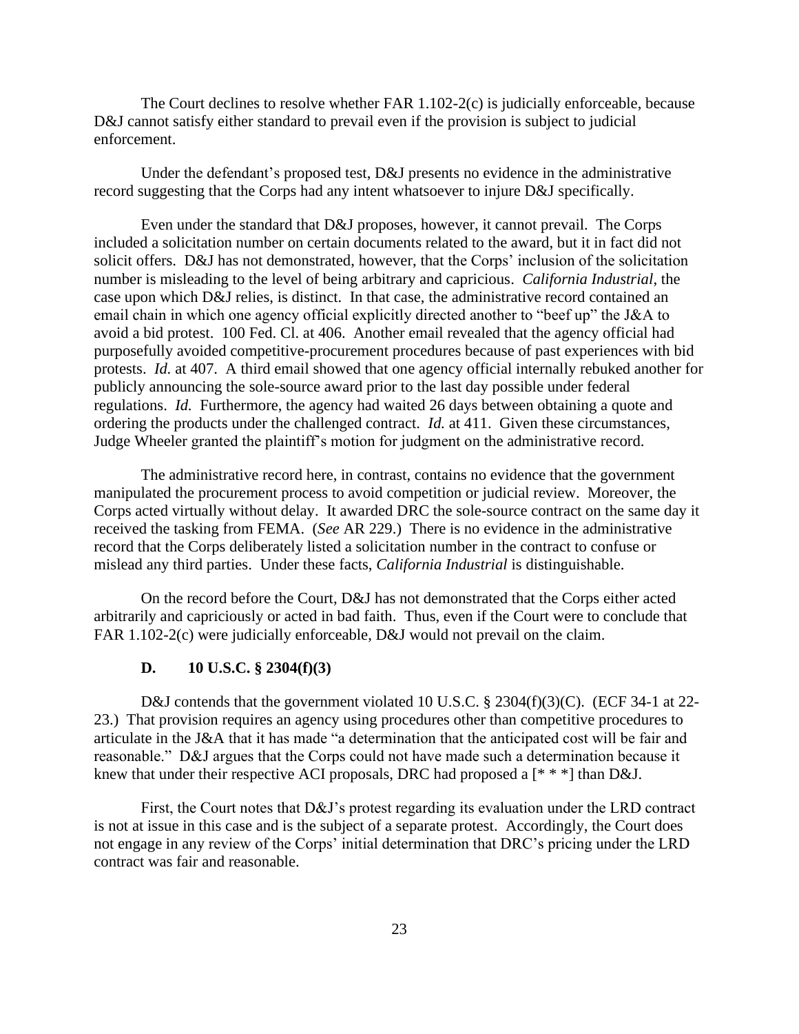The Court declines to resolve whether FAR 1.102-2(c) is judicially enforceable, because D&J cannot satisfy either standard to prevail even if the provision is subject to judicial enforcement.

Under the defendant's proposed test, D&J presents no evidence in the administrative record suggesting that the Corps had any intent whatsoever to injure D&J specifically.

Even under the standard that D&J proposes, however, it cannot prevail. The Corps included a solicitation number on certain documents related to the award, but it in fact did not solicit offers. D&J has not demonstrated, however, that the Corps' inclusion of the solicitation number is misleading to the level of being arbitrary and capricious. *California Industrial*, the case upon which D&J relies, is distinct. In that case, the administrative record contained an email chain in which one agency official explicitly directed another to "beef up" the J&A to avoid a bid protest. 100 Fed. Cl. at 406. Another email revealed that the agency official had purposefully avoided competitive-procurement procedures because of past experiences with bid protests. *Id.* at 407. A third email showed that one agency official internally rebuked another for publicly announcing the sole-source award prior to the last day possible under federal regulations. *Id.* Furthermore, the agency had waited 26 days between obtaining a quote and ordering the products under the challenged contract. *Id.* at 411. Given these circumstances, Judge Wheeler granted the plaintiff's motion for judgment on the administrative record.

The administrative record here, in contrast, contains no evidence that the government manipulated the procurement process to avoid competition or judicial review. Moreover, the Corps acted virtually without delay. It awarded DRC the sole-source contract on the same day it received the tasking from FEMA. (*See* AR 229.) There is no evidence in the administrative record that the Corps deliberately listed a solicitation number in the contract to confuse or mislead any third parties. Under these facts, *California Industrial* is distinguishable.

On the record before the Court, D&J has not demonstrated that the Corps either acted arbitrarily and capriciously or acted in bad faith. Thus, even if the Court were to conclude that FAR 1.102-2(c) were judicially enforceable, D&J would not prevail on the claim.

### D. 10 U.S.C. § 2304(f)(3)

D&J contends that the government violated 10 U.S.C. § 2304(f)(3)(C). (ECF 34-1 at 22-23.) That provision requires an agency using procedures other than competitive procedures to articulate in the J&A that it has made "a determination that the anticipated cost will be fair and reasonable." D&J argues that the Corps could not have made such a determination because it knew that under their respective ACI proposals, DRC had proposed a [* * *] than D&J.

First, the Court notes that D&J's protest regarding its evaluation under the LRD contract is not at issue in this case and is the subject of a separate protest. Accordingly, the Court does not engage in any review of the Corps' initial determination that DRC's pricing under the LRD contract was fair and reasonable.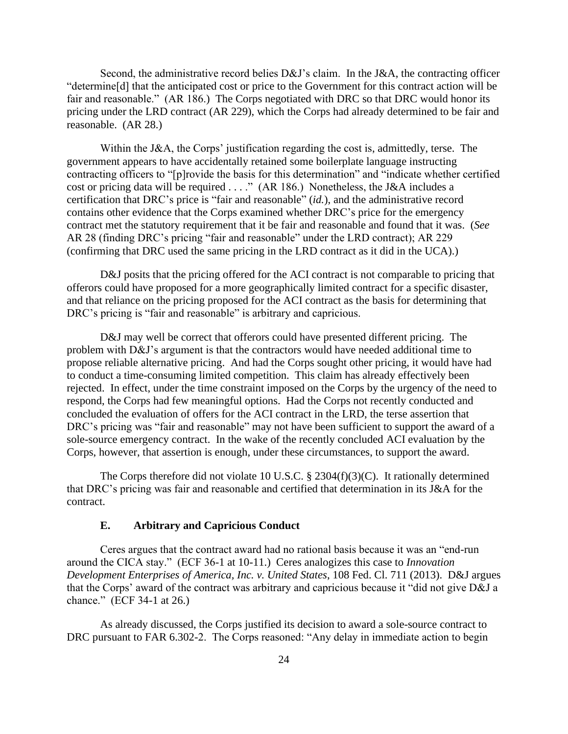Second, the administrative record belies D&J's claim. In the J&A, the contracting officer "determine[d] that the anticipated cost or price to the Government for this contract action will be fair and reasonable." (AR 186.) The Corps negotiated with DRC so that DRC would honor its pricing under the LRD contract (AR 229), which the Corps had already determined to be fair and reasonable. (AR 28.)

Within the J&A, the Corps' justification regarding the cost is, admittedly, terse. The government appears to have accidentally retained some boilerplate language instructing contracting officers to "[p]rovide the basis for this determination" and "indicate whether certified cost or pricing data will be required . . . ." (AR 186.) Nonetheless, the J&A includes a certification that DRC's price is "fair and reasonable" (*id.*), and the administrative record contains other evidence that the Corps examined whether DRC's price for the emergency contract met the statutory requirement that it be fair and reasonable and found that it was. (*See* AR 28 (finding DRC's pricing "fair and reasonable" under the LRD contract); AR 229 (confirming that DRC used the same pricing in the LRD contract as it did in the UCA).)

D&J posits that the pricing offered for the ACI contract is not comparable to pricing that offerors could have proposed for a more geographically limited contract for a specific disaster, and that reliance on the pricing proposed for the ACI contract as the basis for determining that DRC's pricing is "fair and reasonable" is arbitrary and capricious.

D&J may well be correct that offerors could have presented different pricing. The problem with D&J's argument is that the contractors would have needed additional time to propose reliable alternative pricing. And had the Corps sought other pricing, it would have had to conduct a time-consuming limited competition. This claim has already effectively been rejected. In effect, under the time constraint imposed on the Corps by the urgency of the need to respond, the Corps had few meaningful options. Had the Corps not recently conducted and concluded the evaluation of offers for the ACI contract in the LRD, the terse assertion that DRC's pricing was "fair and reasonable" may not have been sufficient to support the award of a sole-source emergency contract. In the wake of the recently concluded ACI evaluation by the Corps, however, that assertion is enough, under these circumstances, to support the award.

The Corps therefore did not violate 10 U.S.C. § 2304(f)(3)(C). It rationally determined that DRC's pricing was fair and reasonable and certified that determination in its J&A for the contract.

### E. Arbitrary and Capricious Conduct

Ceres argues that the contract award had no rational basis because it was an "end-run around the CICA stay." (ECF 36-1 at 10-11.) Ceres analogizes this case to *Innovation Development Enterprises of America, Inc. v. United States*, 108 Fed. Cl. 711 (2013). D&J argues that the Corps' award of the contract was arbitrary and capricious because it "did not give D&J a chance." (ECF 34-1 at 26.)

As already discussed, the Corps justified its decision to award a sole-source contract to DRC pursuant to FAR 6.302-2. The Corps reasoned: "Any delay in immediate action to begin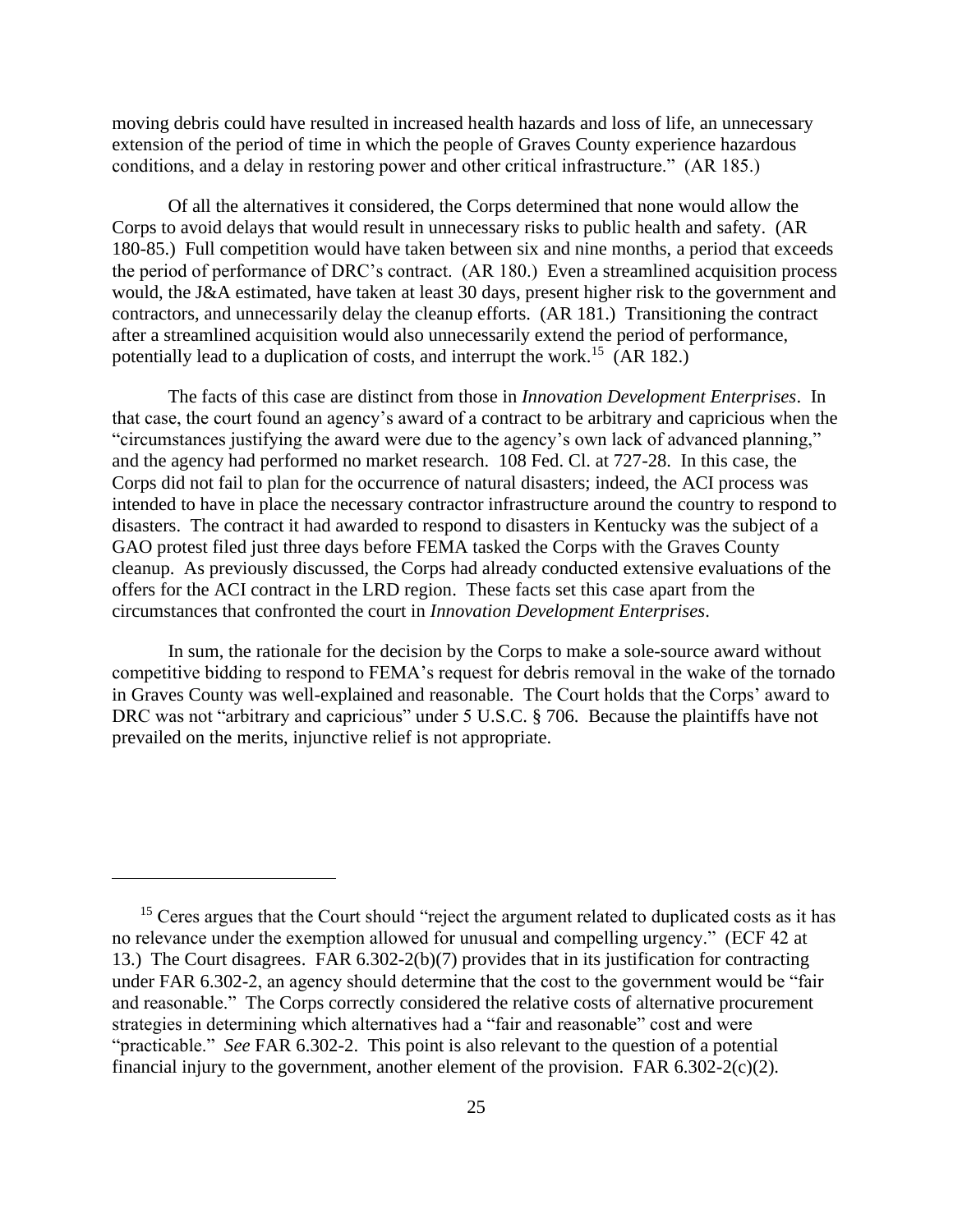moving debris could have resulted in increased health hazards and loss of life, an unnecessary extension of the period of time in which the people of Graves County experience hazardous conditions, and a delay in restoring power and other critical infrastructure." (AR 185.)

Of all the alternatives it considered, the Corps determined that none would allow the Corps to avoid delays that would result in unnecessary risks to public health and safety. (AR 180-85.) Full competition would have taken between six and nine months, a period that exceeds the period of performance of DRC's contract. (AR 180.) Even a streamlined acquisition process would, the J&A estimated, have taken at least 30 days, present higher risk to the government and contractors, and unnecessarily delay the cleanup efforts. (AR 181.) Transitioning the contract after a streamlined acquisition would also unnecessarily extend the period of performance, potentially lead to a duplication of costs, and interrupt the work.[15] (AR 182.)

The facts of this case are distinct from those in *Innovation Development Enterprises*. In that case, the court found an agency's award of a contract to be arbitrary and capricious when the "circumstances justifying the award were due to the agency's own lack of advanced planning," and the agency had performed no market research. 108 Fed. Cl. at 727-28. In this case, the Corps did not fail to plan for the occurrence of natural disasters; indeed, the ACI process was intended to have in place the necessary contractor infrastructure around the country to respond to disasters. The contract it had awarded to respond to disasters in Kentucky was the subject of a GAO protest filed just three days before FEMA tasked the Corps with the Graves County cleanup. As previously discussed, the Corps had already conducted extensive evaluations of the offers for the ACI contract in the LRD region. These facts set this case apart from the circumstances that confronted the court in *Innovation Development Enterprises*.

In sum, the rationale for the decision by the Corps to make a sole-source award without competitive bidding to respond to FEMA's request for debris removal in the wake of the tornado in Graves County was well-explained and reasonable. The Court holds that the Corps' award to DRC was not "arbitrary and capricious" under 5 U.S.C. § 706. Because the plaintiffs have not prevailed on the merits, injunctive relief is not appropriate.

---

[15] Ceres argues that the Court should "reject the argument related to duplicated costs as it has no relevance under the exemption allowed for unusual and compelling urgency." (ECF 42 at 13.) The Court disagrees. FAR 6.302-2(b)(7) provides that in its justification for contracting under FAR 6.302-2, an agency should determine that the cost to the government would be "fair and reasonable." The Corps correctly considered the relative costs of alternative procurement strategies in determining which alternatives had a "fair and reasonable" cost and were "practicable." *See* FAR 6.302-2. This point is also relevant to the question of a potential financial injury to the government, another element of the provision. FAR 6.302-2(c)(2).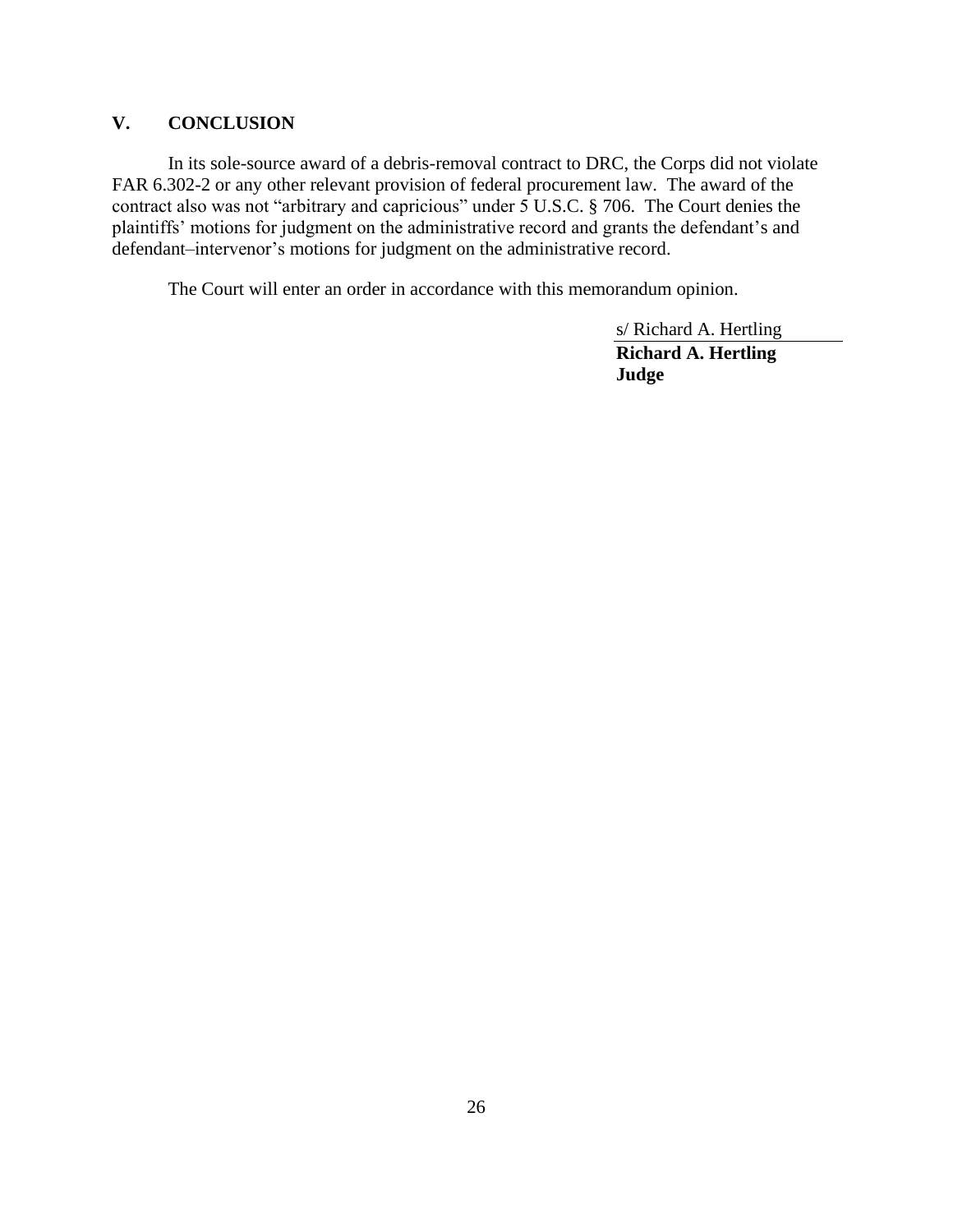## V. CONCLUSION

In its sole-source award of a debris-removal contract to DRC, the Corps did not violate FAR 6.302-2 or any other relevant provision of federal procurement law. The award of the contract also was not "arbitrary and capricious" under 5 U.S.C. § 706. The Court denies the plaintiffs' motions for judgment on the administrative record and grants the defendant's and defendant–intervenor's motions for judgment on the administrative record.

The Court will enter an order in accordance with this memorandum opinion.

s/ Richard A. Hertling
**Richard A. Hertling**
**Judge**